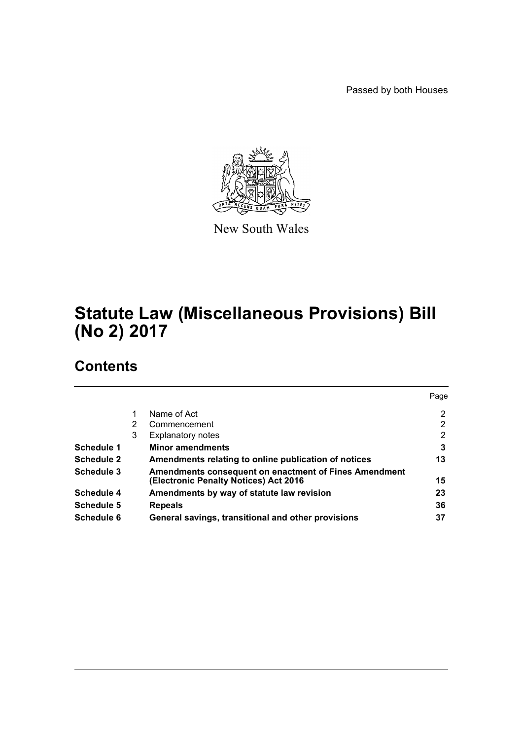Passed by both Houses

New South Wales

# Statute Law (Miscellaneous Provisions) Bill (No 2) 2017

## Contents

| | | | Page |
|---|---|---|---|
| | 1 | Name of Act | 2 |
| | 2 | Commencement | 2 |
| | 3 | Explanatory notes | 2 |
| **Schedule 1** | | **Minor amendments** | **3** |
| **Schedule 2** | | **Amendments relating to online publication of notices** | **13** |
| **Schedule 3** | | **Amendments consequent on enactment of Fines Amendment (Electronic Penalty Notices) Act 2016** | **15** |
| **Schedule 4** | | **Amendments by way of statute law revision** | **23** |
| **Schedule 5** | | **Repeals** | **36** |
| **Schedule 6** | | **General savings, transitional and other provisions** | **37** |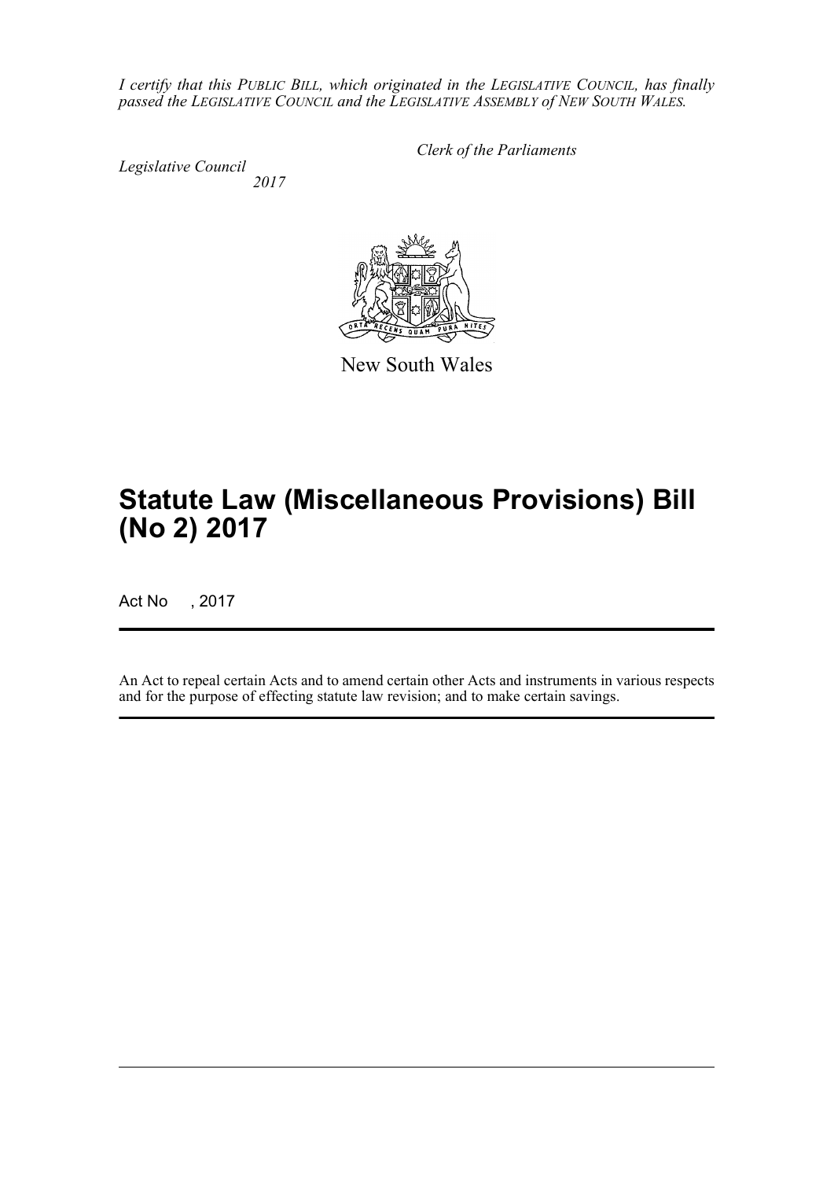*I certify that this PUBLIC BILL, which originated in the LEGISLATIVE COUNCIL, has finally passed the LEGISLATIVE COUNCIL and the LEGISLATIVE ASSEMBLY of NEW SOUTH WALES.*

*Clerk of the Parliaments*

*Legislative Council*
*2017*

New South Wales

# Statute Law (Miscellaneous Provisions) Bill (No 2) 2017

Act No , 2017

An Act to repeal certain Acts and to amend certain other Acts and instruments in various respects and for the purpose of effecting statute law revision; and to make certain savings.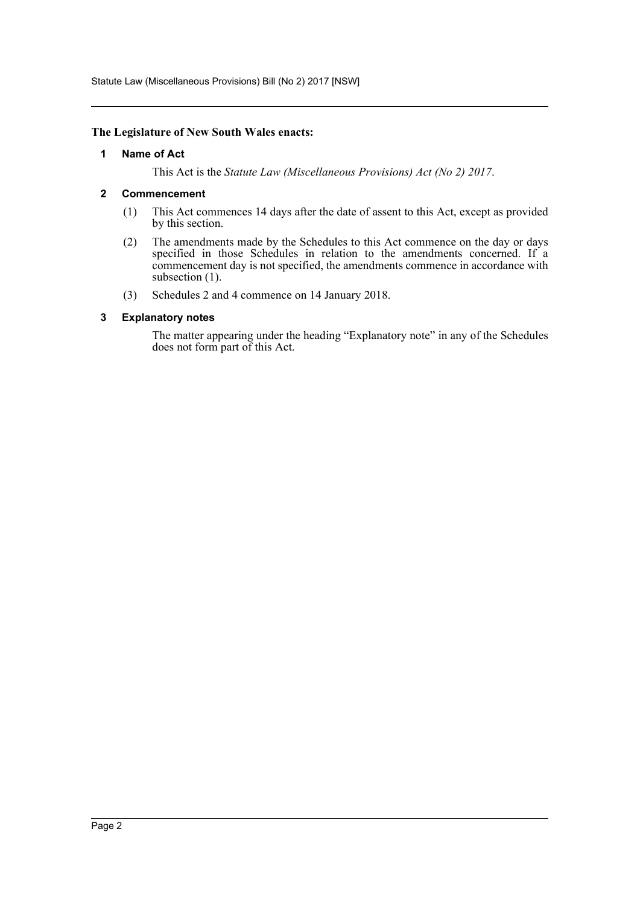**The Legislature of New South Wales enacts:**

### 1 Name of Act

This Act is the *Statute Law (Miscellaneous Provisions) Act (No 2) 2017*.

### 2 Commencement

(1) This Act commences 14 days after the date of assent to this Act, except as provided by this section.

(2) The amendments made by the Schedules to this Act commence on the day or days specified in those Schedules in relation to the amendments concerned. If a commencement day is not specified, the amendments commence in accordance with subsection (1).

(3) Schedules 2 and 4 commence on 14 January 2018.

### 3 Explanatory notes

The matter appearing under the heading "Explanatory note" in any of the Schedules does not form part of this Act.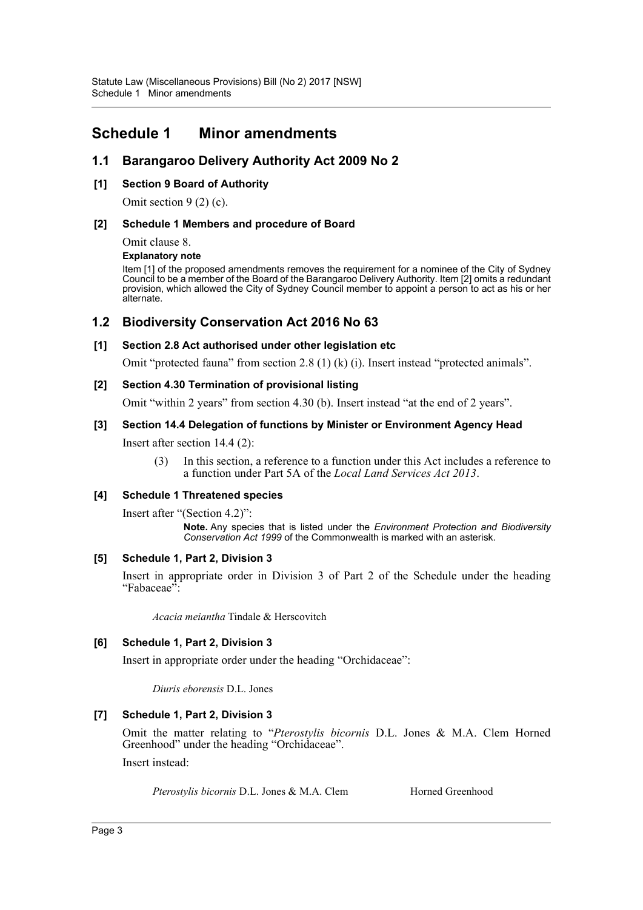# Schedule 1 Minor amendments

## 1.1 Barangaroo Delivery Authority Act 2009 No 2

### [1] Section 9 Board of Authority

Omit section 9 (2) (c).

### [2] Schedule 1 Members and procedure of Board

Omit clause 8.

**Explanatory note**

Item [1] of the proposed amendments removes the requirement for a nominee of the City of Sydney Council to be a member of the Board of the Barangaroo Delivery Authority. Item [2] omits a redundant provision, which allowed the City of Sydney Council member to appoint a person to act as his or her alternate.

## 1.2 Biodiversity Conservation Act 2016 No 63

### [1] Section 2.8 Act authorised under other legislation etc

Omit "protected fauna" from section 2.8 (1) (k) (i). Insert instead "protected animals".

### [2] Section 4.30 Termination of provisional listing

Omit "within 2 years" from section 4.30 (b). Insert instead "at the end of 2 years".

### [3] Section 14.4 Delegation of functions by Minister or Environment Agency Head

Insert after section 14.4 (2):

> (3) In this section, a reference to a function under this Act includes a reference to a function under Part 5A of the *Local Land Services Act 2013*.

### [4] Schedule 1 Threatened species

Insert after "(Section 4.2)":

> **Note.** Any species that is listed under the *Environment Protection and Biodiversity Conservation Act 1999* of the Commonwealth is marked with an asterisk.

### [5] Schedule 1, Part 2, Division 3

Insert in appropriate order in Division 3 of Part 2 of the Schedule under the heading "Fabaceae":

> *Acacia meiantha* Tindale & Herscovitch

### [6] Schedule 1, Part 2, Division 3

Insert in appropriate order under the heading "Orchidaceae":

> *Diuris eborensis* D.L. Jones

### [7] Schedule 1, Part 2, Division 3

Omit the matter relating to "*Pterostylis bicornis* D.L. Jones & M.A. Clem Horned Greenhood" under the heading "Orchidaceae".

Insert instead:

> *Pterostylis bicornis* D.L. Jones & M.A. Clem Horned Greenhood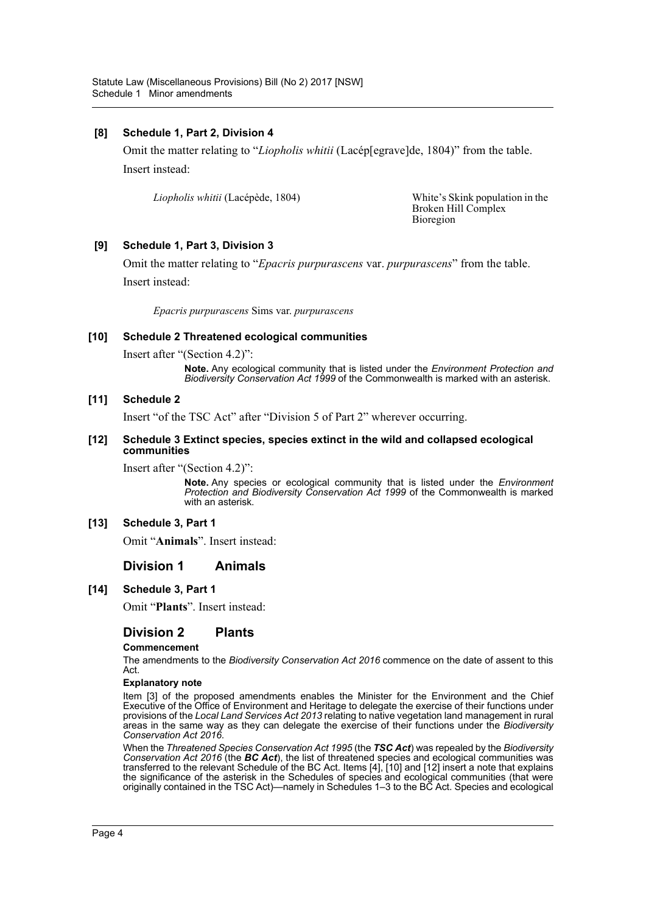**[8] Schedule 1, Part 2, Division 4**

Omit the matter relating to "*Liopholis whitii* (Lacép[egrave]de, 1804)" from the table. Insert instead:

| | |
|---|---|
| *Liopholis whitii* (Lacépède, 1804) | White's Skink population in the Broken Hill Complex Bioregion |

**[9] Schedule 1, Part 3, Division 3**

Omit the matter relating to "*Epacris purpurascens* var. *purpurascens*" from the table. Insert instead:

*Epacris purpurascens* Sims var. *purpurascens*

**[10] Schedule 2 Threatened ecological communities**

Insert after "(Section 4.2)":

**Note.** Any ecological community that is listed under the *Environment Protection and Biodiversity Conservation Act 1999* of the Commonwealth is marked with an asterisk.

**[11] Schedule 2**

Insert "of the TSC Act" after "Division 5 of Part 2" wherever occurring.

**[12] Schedule 3 Extinct species, species extinct in the wild and collapsed ecological communities**

Insert after "(Section 4.2)":

**Note.** Any species or ecological community that is listed under the *Environment Protection and Biodiversity Conservation Act 1999* of the Commonwealth is marked with an asterisk.

**[13] Schedule 3, Part 1**

Omit "**Animals**". Insert instead:

## Division 1 Animals

**[14] Schedule 3, Part 1**

Omit "**Plants**". Insert instead:

## Division 2 Plants

**Commencement**

The amendments to the *Biodiversity Conservation Act 2016* commence on the date of assent to this Act.

**Explanatory note**

Item [3] of the proposed amendments enables the Minister for the Environment and the Chief Executive of the Office of Environment and Heritage to delegate the exercise of their functions under provisions of the *Local Land Services Act 2013* relating to native vegetation land management in rural areas in the same way as they can delegate the exercise of their functions under the *Biodiversity Conservation Act 2016*.

When the *Threatened Species Conservation Act 1995* (the ***TSC Act***) was repealed by the *Biodiversity Conservation Act 2016* (the ***BC Act***), the list of threatened species and ecological communities was transferred to the relevant Schedule of the BC Act. Items [4], [10] and [12] insert a note that explains the significance of the asterisk in the Schedules of species and ecological communities (that were originally contained in the TSC Act)—namely in Schedules 1–3 to the BC Act. Species and ecological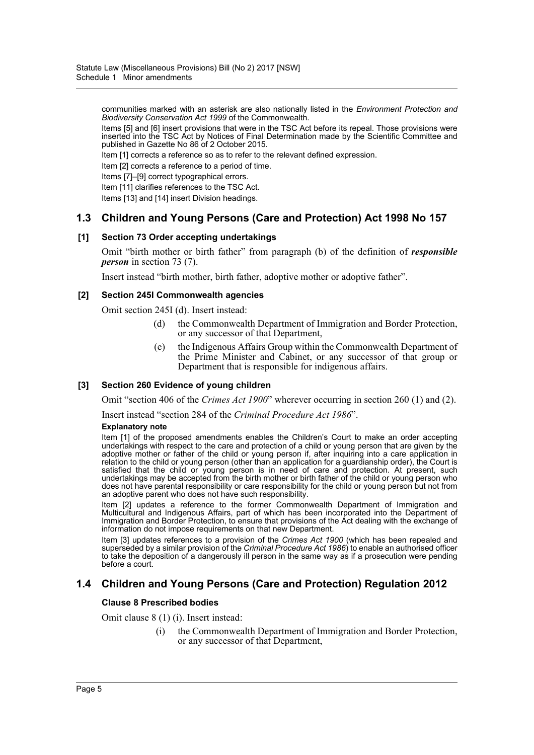communities marked with an asterisk are also nationally listed in the *Environment Protection and Biodiversity Conservation Act 1999* of the Commonwealth.

Items [5] and [6] insert provisions that were in the TSC Act before its repeal. Those provisions were inserted into the TSC Act by Notices of Final Determination made by the Scientific Committee and published in Gazette No 86 of 2 October 2015.

Item [1] corrects a reference so as to refer to the relevant defined expression.

Item [2] corrects a reference to a period of time.

Items [7]–[9] correct typographical errors.

Item [11] clarifies references to the TSC Act.

Items [13] and [14] insert Division headings.

## 1.3 Children and Young Persons (Care and Protection) Act 1998 No 157

### [1] Section 73 Order accepting undertakings

Omit "birth mother or birth father" from paragraph (b) of the definition of ***responsible person*** in section 73 (7).

Insert instead "birth mother, birth father, adoptive mother or adoptive father".

### [2] Section 245I Commonwealth agencies

Omit section 245I (d). Insert instead:

> (d) the Commonwealth Department of Immigration and Border Protection, or any successor of that Department,
>
> (e) the Indigenous Affairs Group within the Commonwealth Department of the Prime Minister and Cabinet, or any successor of that group or Department that is responsible for indigenous affairs.

### [3] Section 260 Evidence of young children

Omit "section 406 of the *Crimes Act 1900*" wherever occurring in section 260 (1) and (2).

Insert instead "section 284 of the *Criminal Procedure Act 1986*".

**Explanatory note**

Item [1] of the proposed amendments enables the Children's Court to make an order accepting undertakings with respect to the care and protection of a child or young person that are given by the adoptive mother or father of the child or young person if, after inquiring into a care application in relation to the child or young person (other than an application for a guardianship order), the Court is satisfied that the child or young person is in need of care and protection. At present, such undertakings may be accepted from the birth mother or birth father of the child or young person who does not have parental responsibility or care responsibility for the child or young person but not from an adoptive parent who does not have such responsibility.

Item [2] updates a reference to the former Commonwealth Department of Immigration and Multicultural and Indigenous Affairs, part of which has been incorporated into the Department of Immigration and Border Protection, to ensure that provisions of the Act dealing with the exchange of information do not impose requirements on that new Department.

Item [3] updates references to a provision of the *Crimes Act 1900* (which has been repealed and superseded by a similar provision of the *Criminal Procedure Act 1986*) to enable an authorised officer to take the deposition of a dangerously ill person in the same way as if a prosecution were pending before a court.

## 1.4 Children and Young Persons (Care and Protection) Regulation 2012

### Clause 8 Prescribed bodies

Omit clause 8 (1) (i). Insert instead:

> (i) the Commonwealth Department of Immigration and Border Protection, or any successor of that Department,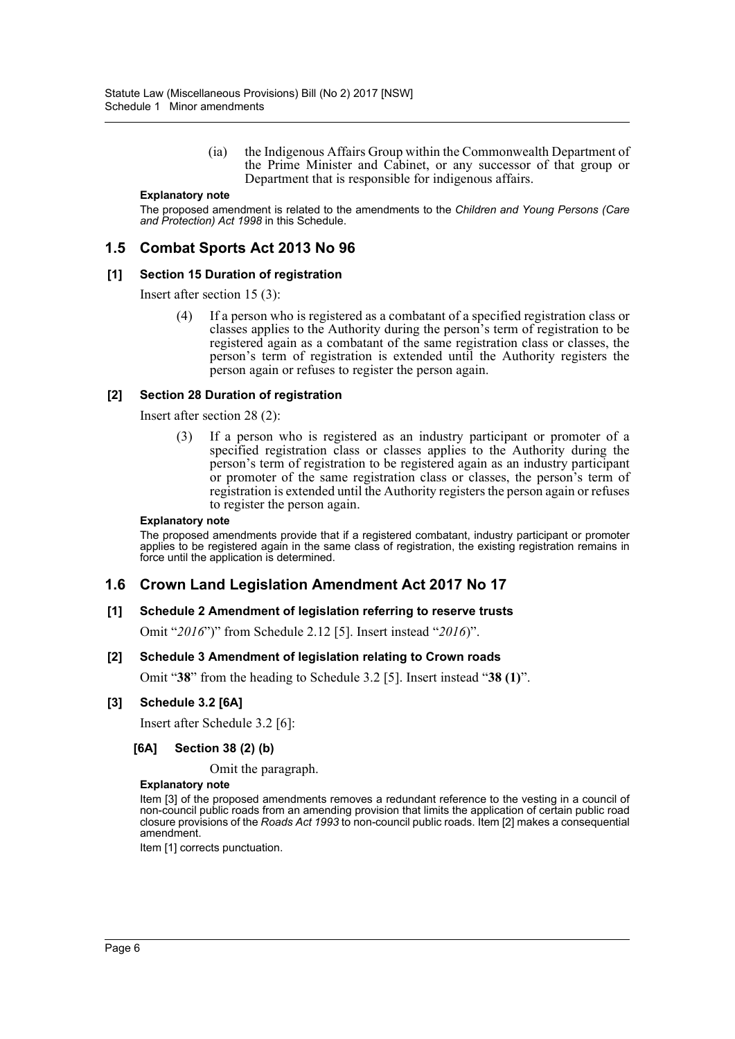(ia) the Indigenous Affairs Group within the Commonwealth Department of the Prime Minister and Cabinet, or any successor of that group or Department that is responsible for indigenous affairs.

**Explanatory note**

The proposed amendment is related to the amendments to the *Children and Young Persons (Care and Protection) Act 1998* in this Schedule.

## 1.5 Combat Sports Act 2013 No 96

### [1] Section 15 Duration of registration

Insert after section 15 (3):

(4) If a person who is registered as a combatant of a specified registration class or classes applies to the Authority during the person's term of registration to be registered again as a combatant of the same registration class or classes, the person's term of registration is extended until the Authority registers the person again or refuses to register the person again.

### [2] Section 28 Duration of registration

Insert after section 28 (2):

(3) If a person who is registered as an industry participant or promoter of a specified registration class or classes applies to the Authority during the person's term of registration to be registered again as an industry participant or promoter of the same registration class or classes, the person's term of registration is extended until the Authority registers the person again or refuses to register the person again.

**Explanatory note**

The proposed amendments provide that if a registered combatant, industry participant or promoter applies to be registered again in the same class of registration, the existing registration remains in force until the application is determined.

## 1.6 Crown Land Legislation Amendment Act 2017 No 17

### [1] Schedule 2 Amendment of legislation referring to reserve trusts

Omit "*2016*")" from Schedule 2.12 [5]. Insert instead "*2016*)".

### [2] Schedule 3 Amendment of legislation relating to Crown roads

Omit "**38**" from the heading to Schedule 3.2 [5]. Insert instead "**38 (1)**".

### [3] Schedule 3.2 [6A]

Insert after Schedule 3.2 [6]:

**[6A] Section 38 (2) (b)**

Omit the paragraph.

**Explanatory note**

Item [3] of the proposed amendments removes a redundant reference to the vesting in a council of non-council public roads from an amending provision that limits the application of certain public road closure provisions of the *Roads Act 1993* to non-council public roads. Item [2] makes a consequential amendment.

Item [1] corrects punctuation.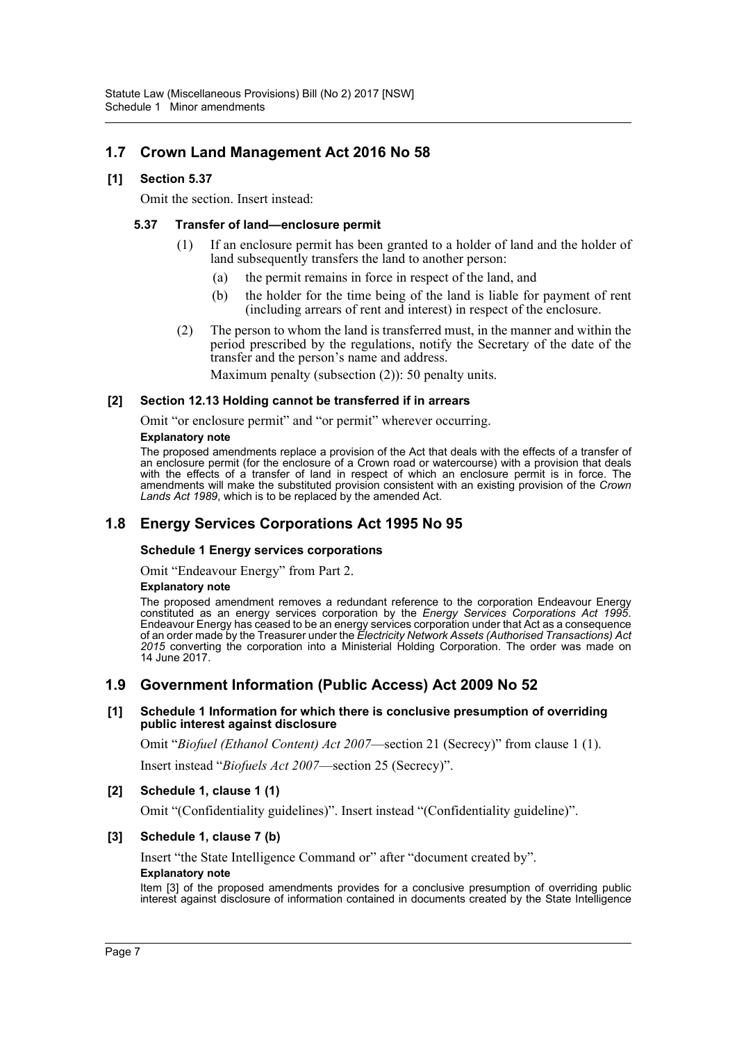## 1.7 Crown Land Management Act 2016 No 58

### [1] Section 5.37

Omit the section. Insert instead:

#### 5.37 Transfer of land—enclosure permit

(1) If an enclosure permit has been granted to a holder of land and the holder of land subsequently transfers the land to another person:

(a) the permit remains in force in respect of the land, and

(b) the holder for the time being of the land is liable for payment of rent (including arrears of rent and interest) in respect of the enclosure.

(2) The person to whom the land is transferred must, in the manner and within the period prescribed by the regulations, notify the Secretary of the date of the transfer and the person's name and address.

Maximum penalty (subsection (2)): 50 penalty units.

### [2] Section 12.13 Holding cannot be transferred if in arrears

Omit "or enclosure permit" and "or permit" wherever occurring.

**Explanatory note**

The proposed amendments replace a provision of the Act that deals with the effects of a transfer of an enclosure permit (for the enclosure of a Crown road or watercourse) with a provision that deals with the effects of a transfer of land in respect of which an enclosure permit is in force. The amendments will make the substituted provision consistent with an existing provision of the *Crown Lands Act 1989*, which is to be replaced by the amended Act.

## 1.8 Energy Services Corporations Act 1995 No 95

### Schedule 1 Energy services corporations

Omit "Endeavour Energy" from Part 2.

**Explanatory note**

The proposed amendment removes a redundant reference to the corporation Endeavour Energy constituted as an energy services corporation by the *Energy Services Corporations Act 1995*. Endeavour Energy has ceased to be an energy services corporation under that Act as a consequence of an order made by the Treasurer under the *Electricity Network Assets (Authorised Transactions) Act 2015* converting the corporation into a Ministerial Holding Corporation. The order was made on 14 June 2017.

## 1.9 Government Information (Public Access) Act 2009 No 52

### [1] Schedule 1 Information for which there is conclusive presumption of overriding public interest against disclosure

Omit "*Biofuel (Ethanol Content) Act 2007*—section 21 (Secrecy)" from clause 1 (1).

Insert instead "*Biofuels Act 2007*—section 25 (Secrecy)".

### [2] Schedule 1, clause 1 (1)

Omit "(Confidentiality guidelines)". Insert instead "(Confidentiality guideline)".

### [3] Schedule 1, clause 7 (b)

Insert "the State Intelligence Command or" after "document created by".

**Explanatory note**

Item [3] of the proposed amendments provides for a conclusive presumption of overriding public interest against disclosure of information contained in documents created by the State Intelligence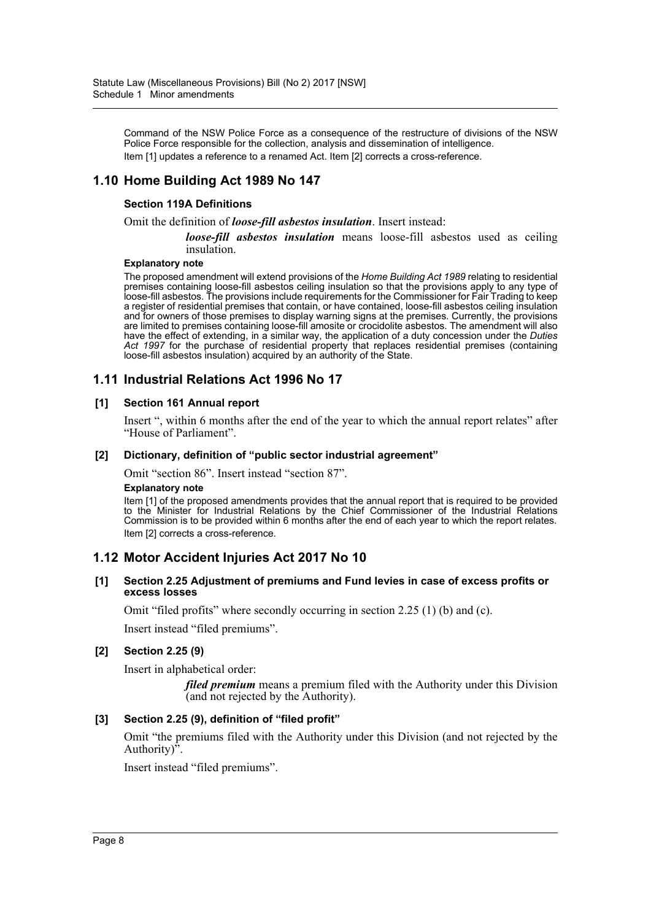Command of the NSW Police Force as a consequence of the restructure of divisions of the NSW Police Force responsible for the collection, analysis and dissemination of intelligence.

Item [1] updates a reference to a renamed Act. Item [2] corrects a cross-reference.

## 1.10 Home Building Act 1989 No 147

#### Section 119A Definitions

Omit the definition of ***loose-fill asbestos insulation***. Insert instead:

> ***loose-fill asbestos insulation*** means loose-fill asbestos used as ceiling insulation.

#### Explanatory note

The proposed amendment will extend provisions of the *Home Building Act 1989* relating to residential premises containing loose-fill asbestos ceiling insulation so that the provisions apply to any type of loose-fill asbestos. The provisions include requirements for the Commissioner for Fair Trading to keep a register of residential premises that contain, or have contained, loose-fill asbestos ceiling insulation and for owners of those premises to display warning signs at the premises. Currently, the provisions are limited to premises containing loose-fill amosite or crocidolite asbestos. The amendment will also have the effect of extending, in a similar way, the application of a duty concession under the *Duties Act 1997* for the purchase of residential property that replaces residential premises (containing loose-fill asbestos insulation) acquired by an authority of the State.

## 1.11 Industrial Relations Act 1996 No 17

#### [1] Section 161 Annual report

Insert ", within 6 months after the end of the year to which the annual report relates" after "House of Parliament".

#### [2] Dictionary, definition of "public sector industrial agreement"

Omit "section 86". Insert instead "section 87".

#### Explanatory note

Item [1] of the proposed amendments provides that the annual report that is required to be provided to the Minister for Industrial Relations by the Chief Commissioner of the Industrial Relations Commission is to be provided within 6 months after the end of each year to which the report relates.

Item [2] corrects a cross-reference.

## 1.12 Motor Accident Injuries Act 2017 No 10

#### [1] Section 2.25 Adjustment of premiums and Fund levies in case of excess profits or excess losses

Omit "filed profits" where secondly occurring in section 2.25 (1) (b) and (c).

Insert instead "filed premiums".

#### [2] Section 2.25 (9)

Insert in alphabetical order:

> ***filed premium*** means a premium filed with the Authority under this Division (and not rejected by the Authority).

#### [3] Section 2.25 (9), definition of "filed profit"

Omit "the premiums filed with the Authority under this Division (and not rejected by the Authority)".

Insert instead "filed premiums".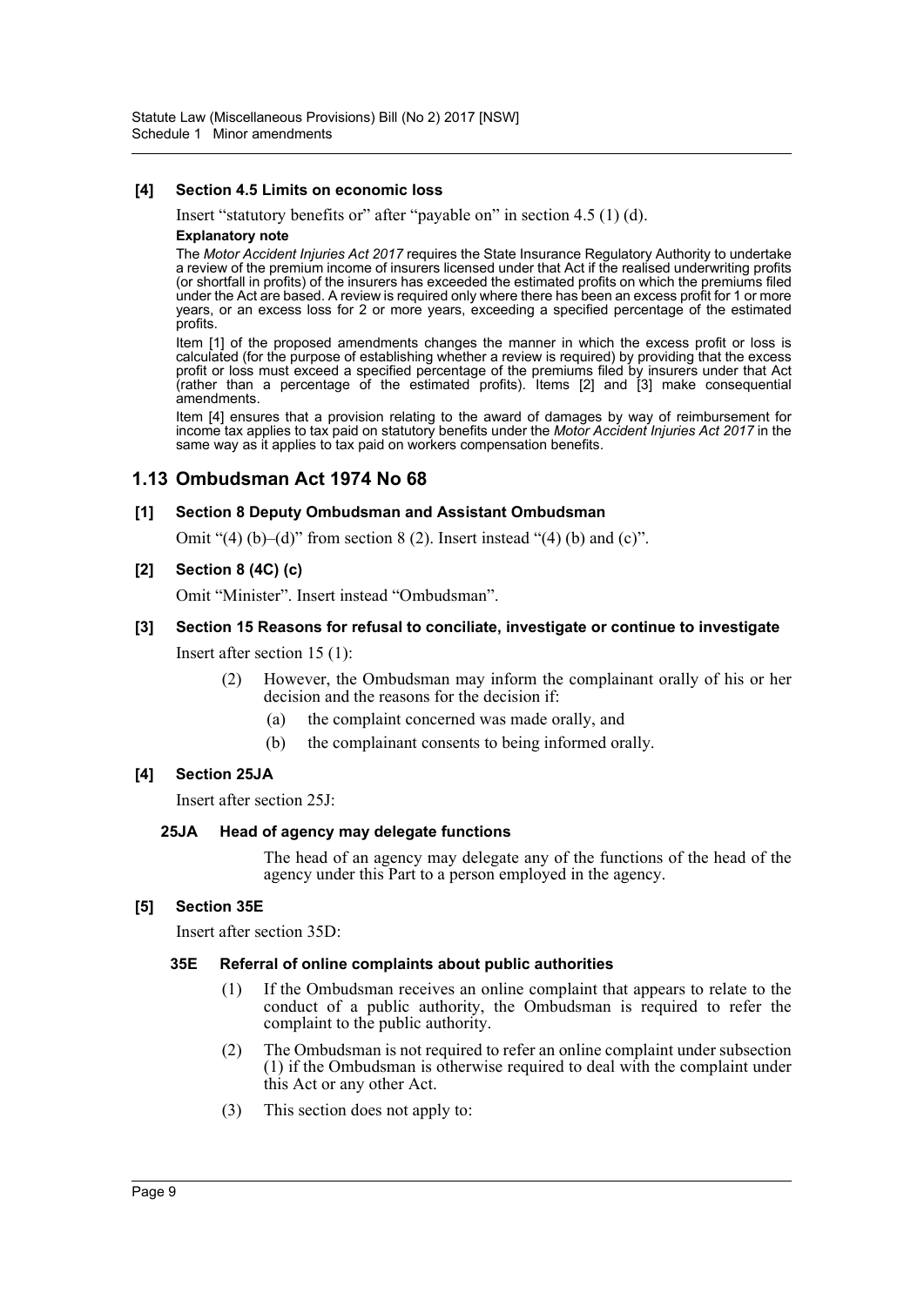**[4] Section 4.5 Limits on economic loss**

Insert "statutory benefits or" after "payable on" in section 4.5 (1) (d).

**Explanatory note**

The *Motor Accident Injuries Act 2017* requires the State Insurance Regulatory Authority to undertake a review of the premium income of insurers licensed under that Act if the realised underwriting profits (or shortfall in profits) of the insurers has exceeded the estimated profits on which the premiums filed under the Act are based. A review is required only where there has been an excess profit for 1 or more years, or an excess loss for 2 or more years, exceeding a specified percentage of the estimated profits.

Item [1] of the proposed amendments changes the manner in which the excess profit or loss is calculated (for the purpose of establishing whether a review is required) by providing that the excess profit or loss must exceed a specified percentage of the premiums filed by insurers under that Act (rather than a percentage of the estimated profits). Items [2] and [3] make consequential amendments.

Item [4] ensures that a provision relating to the award of damages by way of reimbursement for income tax applies to tax paid on statutory benefits under the *Motor Accident Injuries Act 2017* in the same way as it applies to tax paid on workers compensation benefits.

## 1.13 Ombudsman Act 1974 No 68

**[1] Section 8 Deputy Ombudsman and Assistant Ombudsman**

Omit "(4) (b)–(d)" from section 8 (2). Insert instead "(4) (b) and (c)".

**[2] Section 8 (4C) (c)**

Omit "Minister". Insert instead "Ombudsman".

**[3] Section 15 Reasons for refusal to conciliate, investigate or continue to investigate**

Insert after section 15 (1):

(2) However, the Ombudsman may inform the complainant orally of his or her decision and the reasons for the decision if:

(a) the complaint concerned was made orally, and

(b) the complainant consents to being informed orally.

**[4] Section 25JA**

Insert after section 25J:

**25JA Head of agency may delegate functions**

The head of an agency may delegate any of the functions of the head of the agency under this Part to a person employed in the agency.

**[5] Section 35E**

Insert after section 35D:

**35E Referral of online complaints about public authorities**

(1) If the Ombudsman receives an online complaint that appears to relate to the conduct of a public authority, the Ombudsman is required to refer the complaint to the public authority.

(2) The Ombudsman is not required to refer an online complaint under subsection (1) if the Ombudsman is otherwise required to deal with the complaint under this Act or any other Act.

(3) This section does not apply to: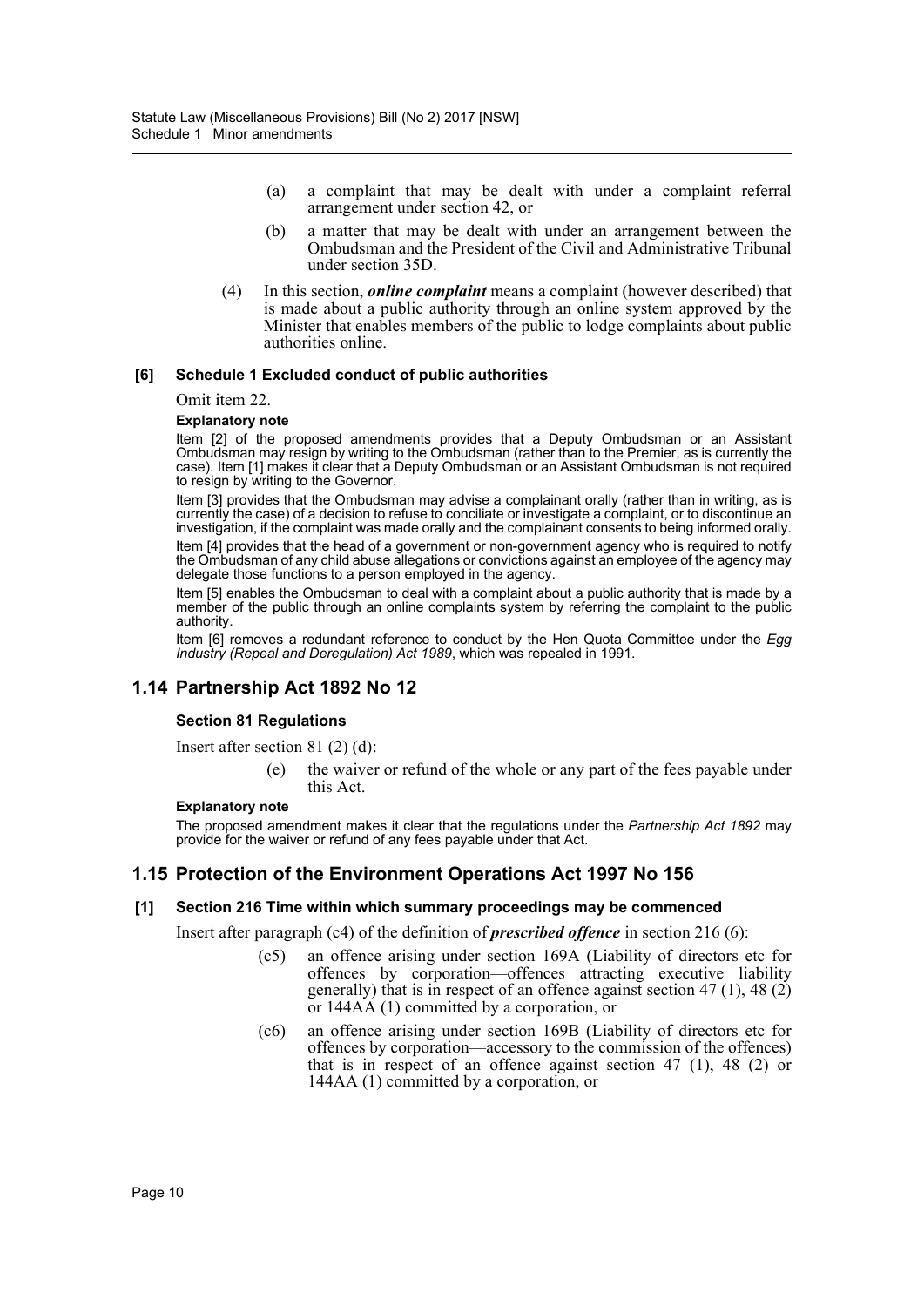(a) a complaint that may be dealt with under a complaint referral arrangement under section 42, or

(b) a matter that may be dealt with under an arrangement between the Ombudsman and the President of the Civil and Administrative Tribunal under section 35D.

(4) In this section, ***online complaint*** means a complaint (however described) that is made about a public authority through an online system approved by the Minister that enables members of the public to lodge complaints about public authorities online.

#### [6] Schedule 1 Excluded conduct of public authorities

Omit item 22.

**Explanatory note**

Item [2] of the proposed amendments provides that a Deputy Ombudsman or an Assistant Ombudsman may resign by writing to the Ombudsman (rather than to the Premier, as is currently the case). Item [1] makes it clear that a Deputy Ombudsman or an Assistant Ombudsman is not required to resign by writing to the Governor.

Item [3] provides that the Ombudsman may advise a complainant orally (rather than in writing, as is currently the case) of a decision to refuse to conciliate or investigate a complaint, or to discontinue an investigation, if the complaint was made orally and the complainant consents to being informed orally.

Item [4] provides that the head of a government or non-government agency who is required to notify the Ombudsman of any child abuse allegations or convictions against an employee of the agency may delegate those functions to a person employed in the agency.

Item [5] enables the Ombudsman to deal with a complaint about a public authority that is made by a member of the public through an online complaints system by referring the complaint to the public authority.

Item [6] removes a redundant reference to conduct by the Hen Quota Committee under the *Egg Industry (Repeal and Deregulation) Act 1989*, which was repealed in 1991.

## 1.14 Partnership Act 1892 No 12

#### Section 81 Regulations

Insert after section 81 (2) (d):

(e) the waiver or refund of the whole or any part of the fees payable under this Act.

**Explanatory note**

The proposed amendment makes it clear that the regulations under the *Partnership Act 1892* may provide for the waiver or refund of any fees payable under that Act.

## 1.15 Protection of the Environment Operations Act 1997 No 156

#### [1] Section 216 Time within which summary proceedings may be commenced

Insert after paragraph (c4) of the definition of ***prescribed offence*** in section 216 (6):

(c5) an offence arising under section 169A (Liability of directors etc for offences by corporation—offences attracting executive liability generally) that is in respect of an offence against section 47 (1), 48 (2) or 144AA (1) committed by a corporation, or

(c6) an offence arising under section 169B (Liability of directors etc for offences by corporation—accessory to the commission of the offences) that is in respect of an offence against section 47 (1), 48 (2) or 144AA (1) committed by a corporation, or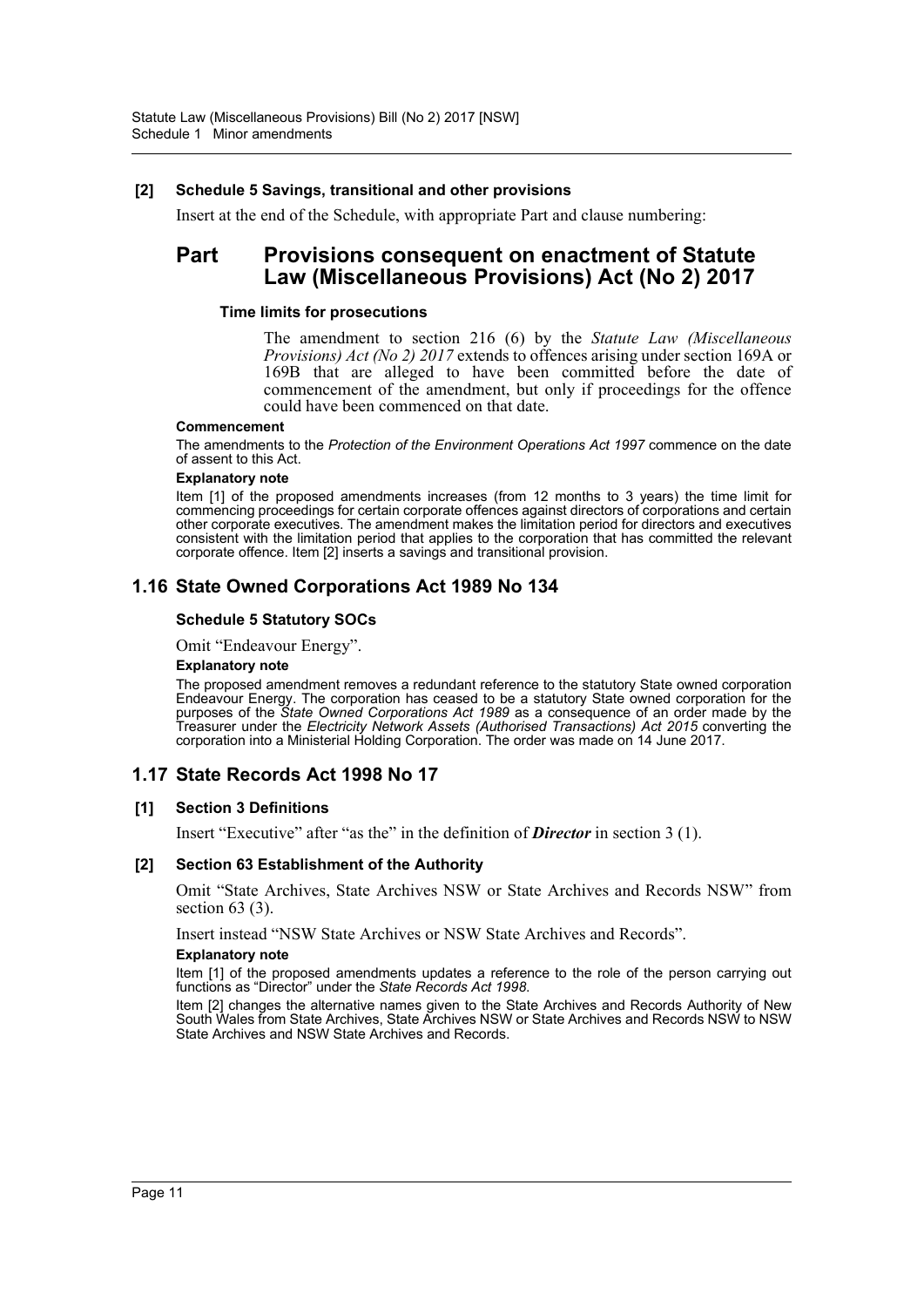**[2] Schedule 5 Savings, transitional and other provisions**

Insert at the end of the Schedule, with appropriate Part and clause numbering:

## Part Provisions consequent on enactment of Statute Law (Miscellaneous Provisions) Act (No 2) 2017

**Time limits for prosecutions**

The amendment to section 216 (6) by the *Statute Law (Miscellaneous Provisions) Act (No 2) 2017* extends to offences arising under section 169A or 169B that are alleged to have been committed before the date of commencement of the amendment, but only if proceedings for the offence could have been commenced on that date.

**Commencement**

The amendments to the *Protection of the Environment Operations Act 1997* commence on the date of assent to this Act.

**Explanatory note**

Item [1] of the proposed amendments increases (from 12 months to 3 years) the time limit for commencing proceedings for certain corporate offences against directors of corporations and certain other corporate executives. The amendment makes the limitation period for directors and executives consistent with the limitation period that applies to the corporation that has committed the relevant corporate offence. Item [2] inserts a savings and transitional provision.

## 1.16 State Owned Corporations Act 1989 No 134

**Schedule 5 Statutory SOCs**

Omit "Endeavour Energy".

**Explanatory note**

The proposed amendment removes a redundant reference to the statutory State owned corporation Endeavour Energy. The corporation has ceased to be a statutory State owned corporation for the purposes of the *State Owned Corporations Act 1989* as a consequence of an order made by the Treasurer under the *Electricity Network Assets (Authorised Transactions) Act 2015* converting the corporation into a Ministerial Holding Corporation. The order was made on 14 June 2017.

## 1.17 State Records Act 1998 No 17

**[1] Section 3 Definitions**

Insert "Executive" after "as the" in the definition of ***Director*** in section 3 (1).

**[2] Section 63 Establishment of the Authority**

Omit "State Archives, State Archives NSW or State Archives and Records NSW" from section 63 (3).

Insert instead "NSW State Archives or NSW State Archives and Records".

**Explanatory note**

Item [1] of the proposed amendments updates a reference to the role of the person carrying out functions as "Director" under the *State Records Act 1998*.

Item [2] changes the alternative names given to the State Archives and Records Authority of New South Wales from State Archives, State Archives NSW or State Archives and Records NSW to NSW State Archives and NSW State Archives and Records.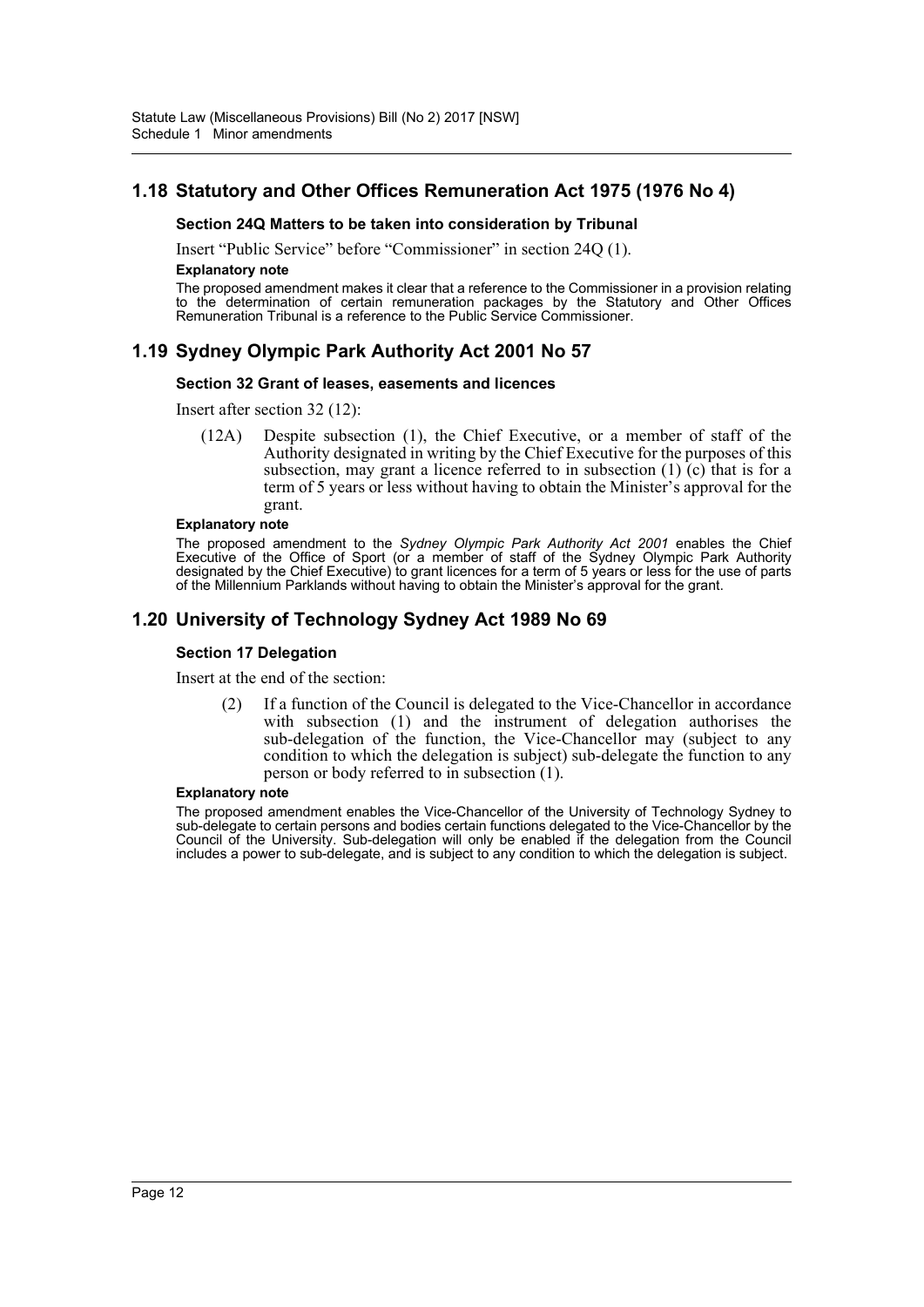## 1.18 Statutory and Other Offices Remuneration Act 1975 (1976 No 4)

### Section 24Q Matters to be taken into consideration by Tribunal

Insert "Public Service" before "Commissioner" in section 24Q (1).

**Explanatory note**

The proposed amendment makes it clear that a reference to the Commissioner in a provision relating to the determination of certain remuneration packages by the Statutory and Other Offices Remuneration Tribunal is a reference to the Public Service Commissioner.

## 1.19 Sydney Olympic Park Authority Act 2001 No 57

### Section 32 Grant of leases, easements and licences

Insert after section 32 (12):

(12A) Despite subsection (1), the Chief Executive, or a member of staff of the Authority designated in writing by the Chief Executive for the purposes of this subsection, may grant a licence referred to in subsection (1) (c) that is for a term of 5 years or less without having to obtain the Minister's approval for the grant.

**Explanatory note**

The proposed amendment to the *Sydney Olympic Park Authority Act 2001* enables the Chief Executive of the Office of Sport (or a member of staff of the Sydney Olympic Park Authority designated by the Chief Executive) to grant licences for a term of 5 years or less for the use of parts of the Millennium Parklands without having to obtain the Minister's approval for the grant.

## 1.20 University of Technology Sydney Act 1989 No 69

### Section 17 Delegation

Insert at the end of the section:

(2) If a function of the Council is delegated to the Vice-Chancellor in accordance with subsection (1) and the instrument of delegation authorises the sub-delegation of the function, the Vice-Chancellor may (subject to any condition to which the delegation is subject) sub-delegate the function to any person or body referred to in subsection (1).

**Explanatory note**

The proposed amendment enables the Vice-Chancellor of the University of Technology Sydney to sub-delegate to certain persons and bodies certain functions delegated to the Vice-Chancellor by the Council of the University. Sub-delegation will only be enabled if the delegation from the Council includes a power to sub-delegate, and is subject to any condition to which the delegation is subject.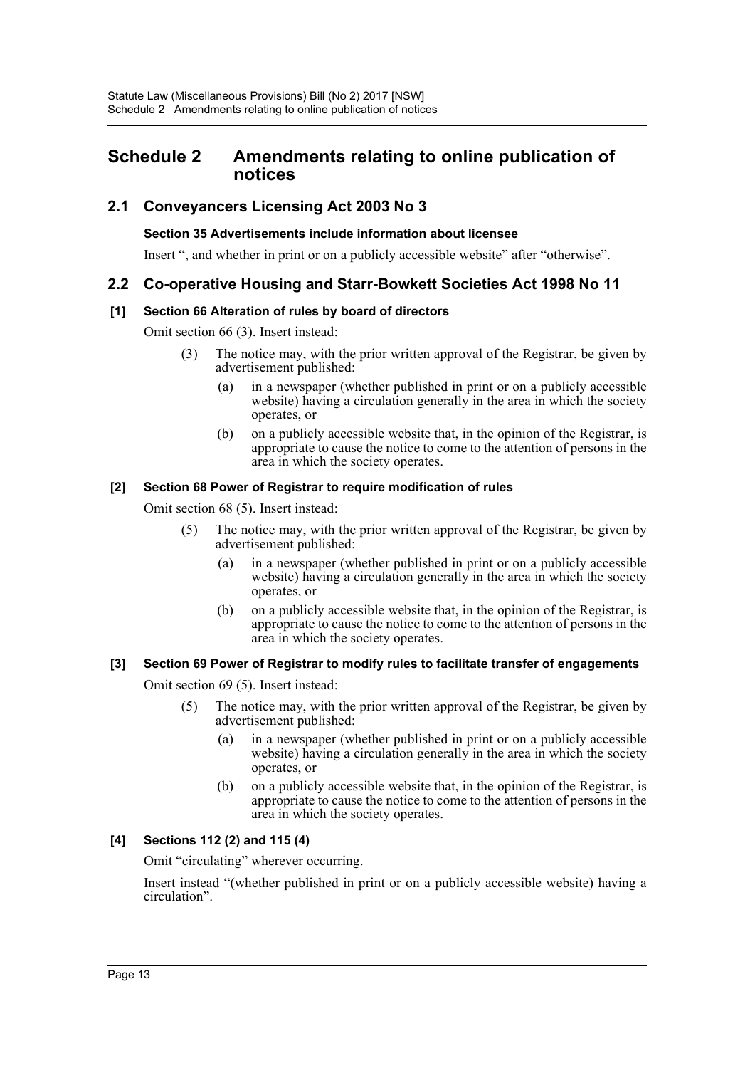# Schedule 2 Amendments relating to online publication of notices

## 2.1 Conveyancers Licensing Act 2003 No 3

**Section 35 Advertisements include information about licensee**

Insert ", and whether in print or on a publicly accessible website" after "otherwise".

## 2.2 Co-operative Housing and Starr-Bowkett Societies Act 1998 No 11

**[1] Section 66 Alteration of rules by board of directors**

Omit section 66 (3). Insert instead:

(3) The notice may, with the prior written approval of the Registrar, be given by advertisement published:

(a) in a newspaper (whether published in print or on a publicly accessible website) having a circulation generally in the area in which the society operates, or

(b) on a publicly accessible website that, in the opinion of the Registrar, is appropriate to cause the notice to come to the attention of persons in the area in which the society operates.

**[2] Section 68 Power of Registrar to require modification of rules**

Omit section 68 (5). Insert instead:

(5) The notice may, with the prior written approval of the Registrar, be given by advertisement published:

(a) in a newspaper (whether published in print or on a publicly accessible website) having a circulation generally in the area in which the society operates, or

(b) on a publicly accessible website that, in the opinion of the Registrar, is appropriate to cause the notice to come to the attention of persons in the area in which the society operates.

**[3] Section 69 Power of Registrar to modify rules to facilitate transfer of engagements**

Omit section 69 (5). Insert instead:

(5) The notice may, with the prior written approval of the Registrar, be given by advertisement published:

(a) in a newspaper (whether published in print or on a publicly accessible website) having a circulation generally in the area in which the society operates, or

(b) on a publicly accessible website that, in the opinion of the Registrar, is appropriate to cause the notice to come to the attention of persons in the area in which the society operates.

**[4] Sections 112 (2) and 115 (4)**

Omit "circulating" wherever occurring.

Insert instead "(whether published in print or on a publicly accessible website) having a circulation".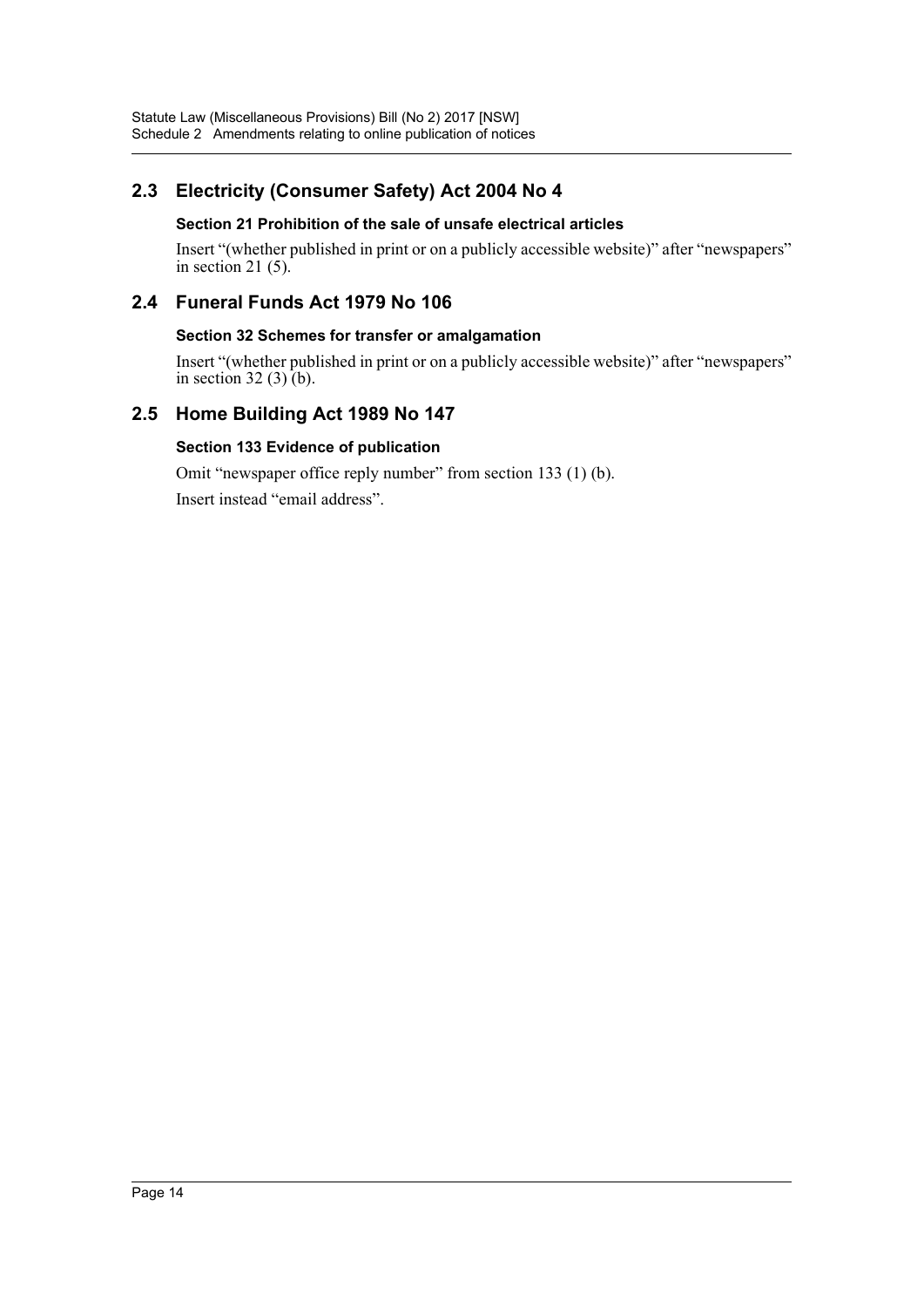## 2.3 Electricity (Consumer Safety) Act 2004 No 4

### Section 21 Prohibition of the sale of unsafe electrical articles

Insert "(whether published in print or on a publicly accessible website)" after "newspapers" in section 21 (5).

## 2.4 Funeral Funds Act 1979 No 106

### Section 32 Schemes for transfer or amalgamation

Insert "(whether published in print or on a publicly accessible website)" after "newspapers" in section 32 (3) (b).

## 2.5 Home Building Act 1989 No 147

### Section 133 Evidence of publication

Omit "newspaper office reply number" from section 133 (1) (b).

Insert instead "email address".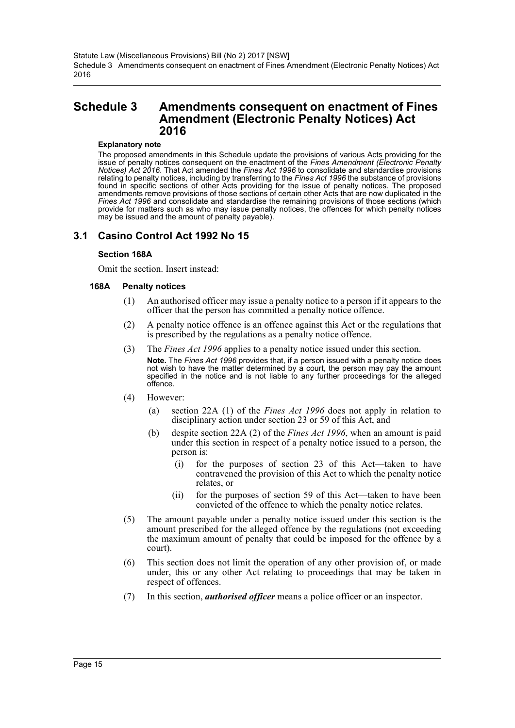# Schedule 3 Amendments consequent on enactment of Fines Amendment (Electronic Penalty Notices) Act 2016

**Explanatory note**

The proposed amendments in this Schedule update the provisions of various Acts providing for the issue of penalty notices consequent on the enactment of the *Fines Amendment (Electronic Penalty Notices) Act 2016*. That Act amended the *Fines Act 1996* to consolidate and standardise provisions relating to penalty notices, including by transferring to the *Fines Act 1996* the substance of provisions found in specific sections of other Acts providing for the issue of penalty notices. The proposed amendments remove provisions of those sections of certain other Acts that are now duplicated in the *Fines Act 1996* and consolidate and standardise the remaining provisions of those sections (which provide for matters such as who may issue penalty notices, the offences for which penalty notices may be issued and the amount of penalty payable).

## 3.1 Casino Control Act 1992 No 15

**Section 168A**

Omit the section. Insert instead:

**168A Penalty notices**

(1) An authorised officer may issue a penalty notice to a person if it appears to the officer that the person has committed a penalty notice offence.

(2) A penalty notice offence is an offence against this Act or the regulations that is prescribed by the regulations as a penalty notice offence.

(3) The *Fines Act 1996* applies to a penalty notice issued under this section.

**Note.** The *Fines Act 1996* provides that, if a person issued with a penalty notice does not wish to have the matter determined by a court, the person may pay the amount specified in the notice and is not liable to any further proceedings for the alleged offence.

(4) However:

(a) section 22A (1) of the *Fines Act 1996* does not apply in relation to disciplinary action under section 23 or 59 of this Act, and

(b) despite section 22A (2) of the *Fines Act 1996*, when an amount is paid under this section in respect of a penalty notice issued to a person, the person is:

(i) for the purposes of section 23 of this Act—taken to have contravened the provision of this Act to which the penalty notice relates, or

(ii) for the purposes of section 59 of this Act—taken to have been convicted of the offence to which the penalty notice relates.

(5) The amount payable under a penalty notice issued under this section is the amount prescribed for the alleged offence by the regulations (not exceeding the maximum amount of penalty that could be imposed for the offence by a court).

(6) This section does not limit the operation of any other provision of, or made under, this or any other Act relating to proceedings that may be taken in respect of offences.

(7) In this section, ***authorised officer*** means a police officer or an inspector.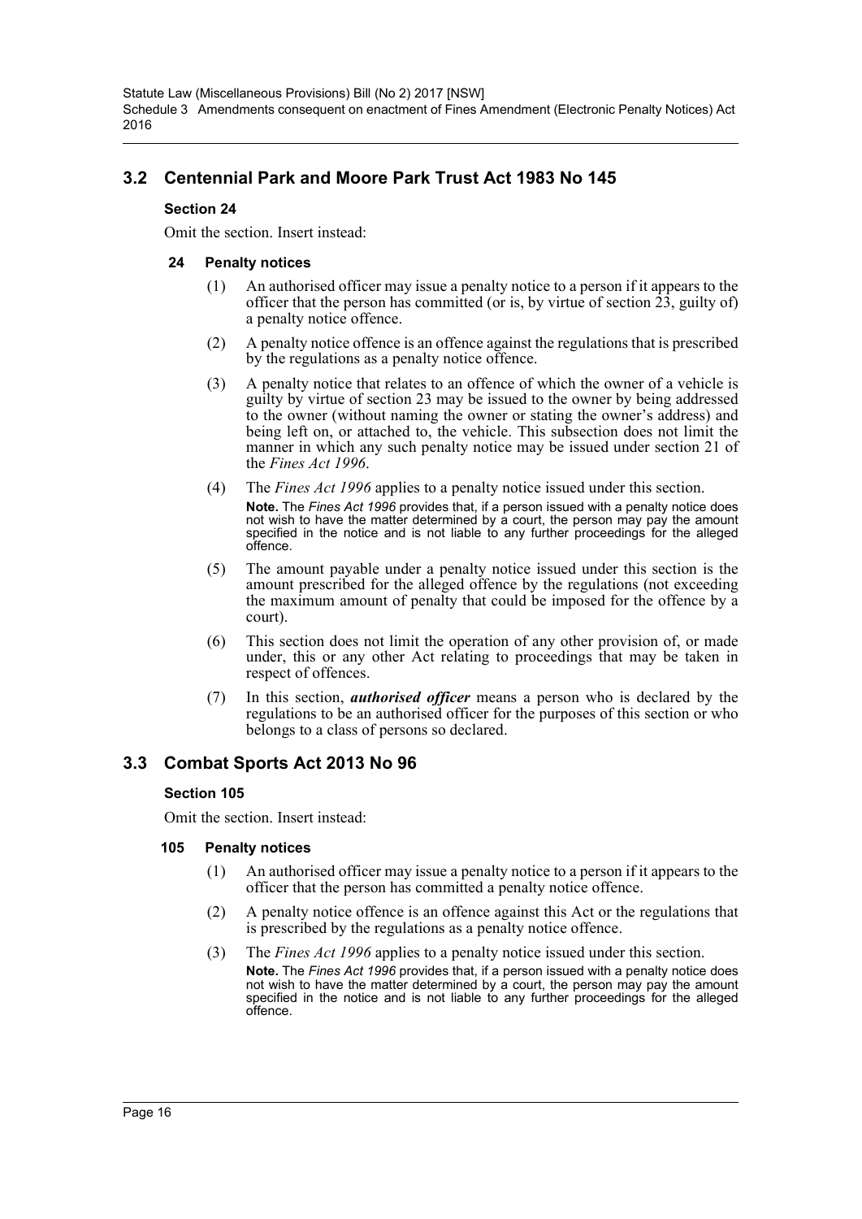## 3.2 Centennial Park and Moore Park Trust Act 1983 No 145

### Section 24

Omit the section. Insert instead:

#### 24 Penalty notices

(1) An authorised officer may issue a penalty notice to a person if it appears to the officer that the person has committed (or is, by virtue of section 23, guilty of) a penalty notice offence.

(2) A penalty notice offence is an offence against the regulations that is prescribed by the regulations as a penalty notice offence.

(3) A penalty notice that relates to an offence of which the owner of a vehicle is guilty by virtue of section 23 may be issued to the owner by being addressed to the owner (without naming the owner or stating the owner's address) and being left on, or attached to, the vehicle. This subsection does not limit the manner in which any such penalty notice may be issued under section 21 of the *Fines Act 1996*.

(4) The *Fines Act 1996* applies to a penalty notice issued under this section.

**Note.** The *Fines Act 1996* provides that, if a person issued with a penalty notice does not wish to have the matter determined by a court, the person may pay the amount specified in the notice and is not liable to any further proceedings for the alleged offence.

(5) The amount payable under a penalty notice issued under this section is the amount prescribed for the alleged offence by the regulations (not exceeding the maximum amount of penalty that could be imposed for the offence by a court).

(6) This section does not limit the operation of any other provision of, or made under, this or any other Act relating to proceedings that may be taken in respect of offences.

(7) In this section, ***authorised officer*** means a person who is declared by the regulations to be an authorised officer for the purposes of this section or who belongs to a class of persons so declared.

## 3.3 Combat Sports Act 2013 No 96

### Section 105

Omit the section. Insert instead:

#### 105 Penalty notices

(1) An authorised officer may issue a penalty notice to a person if it appears to the officer that the person has committed a penalty notice offence.

(2) A penalty notice offence is an offence against this Act or the regulations that is prescribed by the regulations as a penalty notice offence.

(3) The *Fines Act 1996* applies to a penalty notice issued under this section.

**Note.** The *Fines Act 1996* provides that, if a person issued with a penalty notice does not wish to have the matter determined by a court, the person may pay the amount specified in the notice and is not liable to any further proceedings for the alleged offence.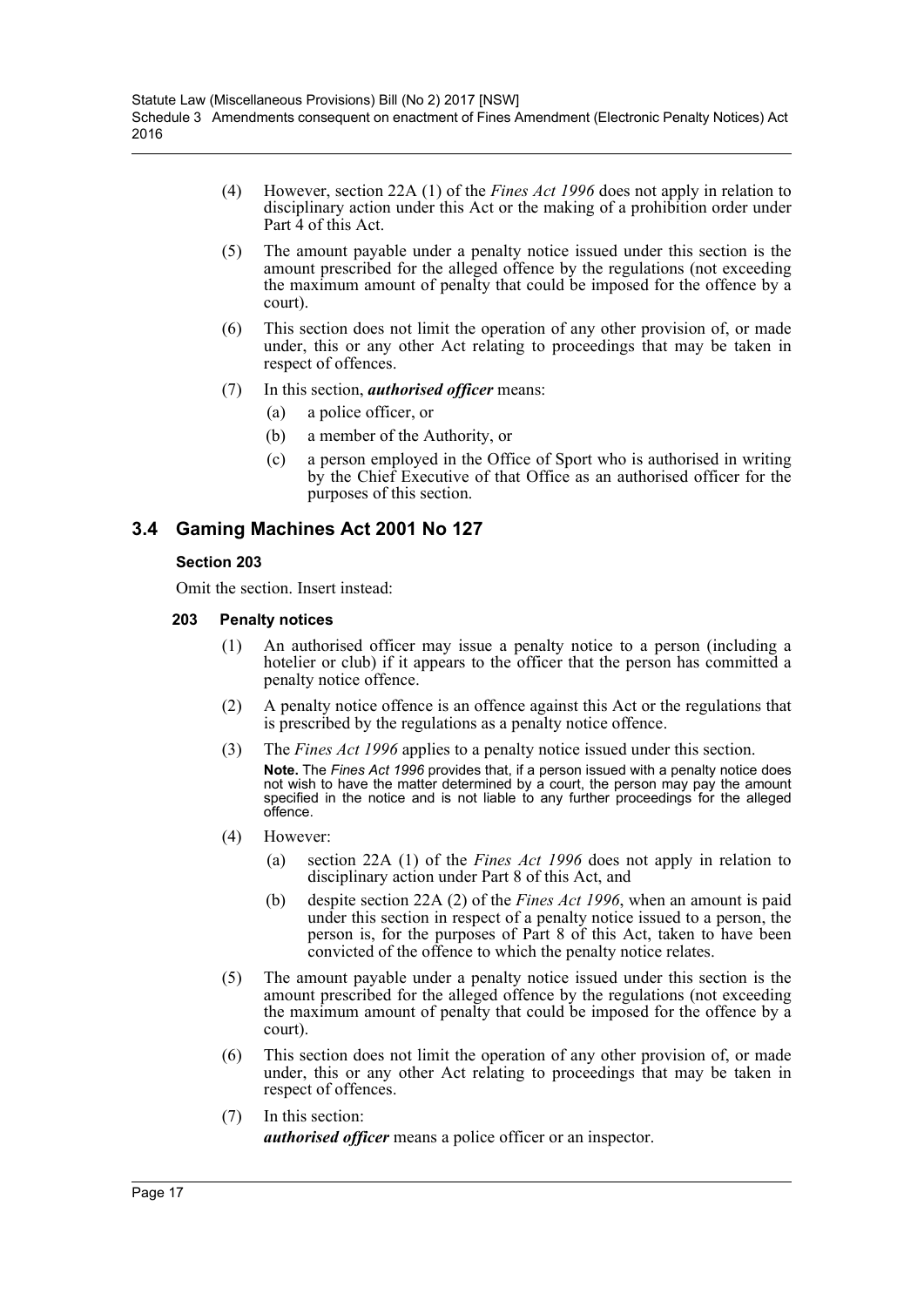(4) However, section 22A (1) of the *Fines Act 1996* does not apply in relation to disciplinary action under this Act or the making of a prohibition order under Part 4 of this Act.

(5) The amount payable under a penalty notice issued under this section is the amount prescribed for the alleged offence by the regulations (not exceeding the maximum amount of penalty that could be imposed for the offence by a court).

(6) This section does not limit the operation of any other provision of, or made under, this or any other Act relating to proceedings that may be taken in respect of offences.

(7) In this section, ***authorised officer*** means:

- (a) a police officer, or
- (b) a member of the Authority, or
- (c) a person employed in the Office of Sport who is authorised in writing by the Chief Executive of that Office as an authorised officer for the purposes of this section.

## 3.4 Gaming Machines Act 2001 No 127

### Section 203

Omit the section. Insert instead:

#### 203 Penalty notices

(1) An authorised officer may issue a penalty notice to a person (including a hotelier or club) if it appears to the officer that the person has committed a penalty notice offence.

(2) A penalty notice offence is an offence against this Act or the regulations that is prescribed by the regulations as a penalty notice offence.

(3) The *Fines Act 1996* applies to a penalty notice issued under this section.

**Note.** The *Fines Act 1996* provides that, if a person issued with a penalty notice does not wish to have the matter determined by a court, the person may pay the amount specified in the notice and is not liable to any further proceedings for the alleged offence.

(4) However:

- (a) section 22A (1) of the *Fines Act 1996* does not apply in relation to disciplinary action under Part 8 of this Act, and
- (b) despite section 22A (2) of the *Fines Act 1996*, when an amount is paid under this section in respect of a penalty notice issued to a person, the person is, for the purposes of Part 8 of this Act, taken to have been convicted of the offence to which the penalty notice relates.

(5) The amount payable under a penalty notice issued under this section is the amount prescribed for the alleged offence by the regulations (not exceeding the maximum amount of penalty that could be imposed for the offence by a court).

(6) This section does not limit the operation of any other provision of, or made under, this or any other Act relating to proceedings that may be taken in respect of offences.

(7) In this section:

***authorised officer*** means a police officer or an inspector.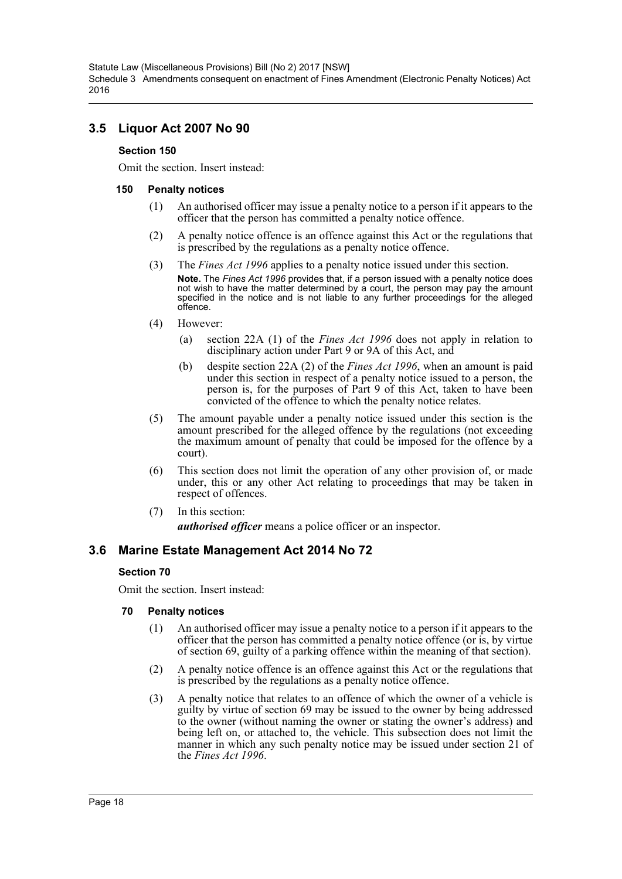## 3.5 Liquor Act 2007 No 90

### Section 150

Omit the section. Insert instead:

#### 150 Penalty notices

(1) An authorised officer may issue a penalty notice to a person if it appears to the officer that the person has committed a penalty notice offence.

(2) A penalty notice offence is an offence against this Act or the regulations that is prescribed by the regulations as a penalty notice offence.

(3) The *Fines Act 1996* applies to a penalty notice issued under this section.

**Note.** The *Fines Act 1996* provides that, if a person issued with a penalty notice does not wish to have the matter determined by a court, the person may pay the amount specified in the notice and is not liable to any further proceedings for the alleged offence.

(4) However:

(a) section 22A (1) of the *Fines Act 1996* does not apply in relation to disciplinary action under Part 9 or 9A of this Act, and

(b) despite section 22A (2) of the *Fines Act 1996*, when an amount is paid under this section in respect of a penalty notice issued to a person, the person is, for the purposes of Part 9 of this Act, taken to have been convicted of the offence to which the penalty notice relates.

(5) The amount payable under a penalty notice issued under this section is the amount prescribed for the alleged offence by the regulations (not exceeding the maximum amount of penalty that could be imposed for the offence by a court).

(6) This section does not limit the operation of any other provision of, or made under, this or any other Act relating to proceedings that may be taken in respect of offences.

(7) In this section:

***authorised officer*** means a police officer or an inspector.

## 3.6 Marine Estate Management Act 2014 No 72

### Section 70

Omit the section. Insert instead:

#### 70 Penalty notices

(1) An authorised officer may issue a penalty notice to a person if it appears to the officer that the person has committed a penalty notice offence (or is, by virtue of section 69, guilty of a parking offence within the meaning of that section).

(2) A penalty notice offence is an offence against this Act or the regulations that is prescribed by the regulations as a penalty notice offence.

(3) A penalty notice that relates to an offence of which the owner of a vehicle is guilty by virtue of section 69 may be issued to the owner by being addressed to the owner (without naming the owner or stating the owner's address) and being left on, or attached to, the vehicle. This subsection does not limit the manner in which any such penalty notice may be issued under section 21 of the *Fines Act 1996*.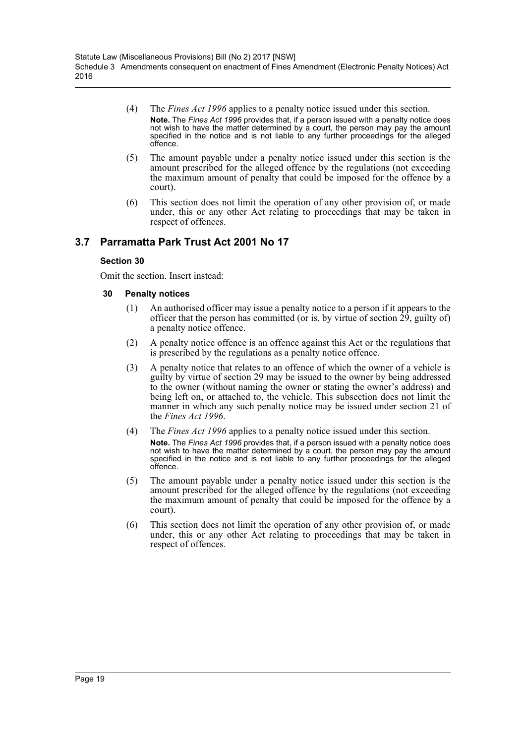(4) The *Fines Act 1996* applies to a penalty notice issued under this section.

**Note.** The *Fines Act 1996* provides that, if a person issued with a penalty notice does not wish to have the matter determined by a court, the person may pay the amount specified in the notice and is not liable to any further proceedings for the alleged offence.

(5) The amount payable under a penalty notice issued under this section is the amount prescribed for the alleged offence by the regulations (not exceeding the maximum amount of penalty that could be imposed for the offence by a court).

(6) This section does not limit the operation of any other provision of, or made under, this or any other Act relating to proceedings that may be taken in respect of offences.

## 3.7 Parramatta Park Trust Act 2001 No 17

### Section 30

Omit the section. Insert instead:

#### 30 Penalty notices

(1) An authorised officer may issue a penalty notice to a person if it appears to the officer that the person has committed (or is, by virtue of section 29, guilty of) a penalty notice offence.

(2) A penalty notice offence is an offence against this Act or the regulations that is prescribed by the regulations as a penalty notice offence.

(3) A penalty notice that relates to an offence of which the owner of a vehicle is guilty by virtue of section 29 may be issued to the owner by being addressed to the owner (without naming the owner or stating the owner's address) and being left on, or attached to, the vehicle. This subsection does not limit the manner in which any such penalty notice may be issued under section 21 of the *Fines Act 1996*.

(4) The *Fines Act 1996* applies to a penalty notice issued under this section.

**Note.** The *Fines Act 1996* provides that, if a person issued with a penalty notice does not wish to have the matter determined by a court, the person may pay the amount specified in the notice and is not liable to any further proceedings for the alleged offence.

(5) The amount payable under a penalty notice issued under this section is the amount prescribed for the alleged offence by the regulations (not exceeding the maximum amount of penalty that could be imposed for the offence by a court).

(6) This section does not limit the operation of any other provision of, or made under, this or any other Act relating to proceedings that may be taken in respect of offences.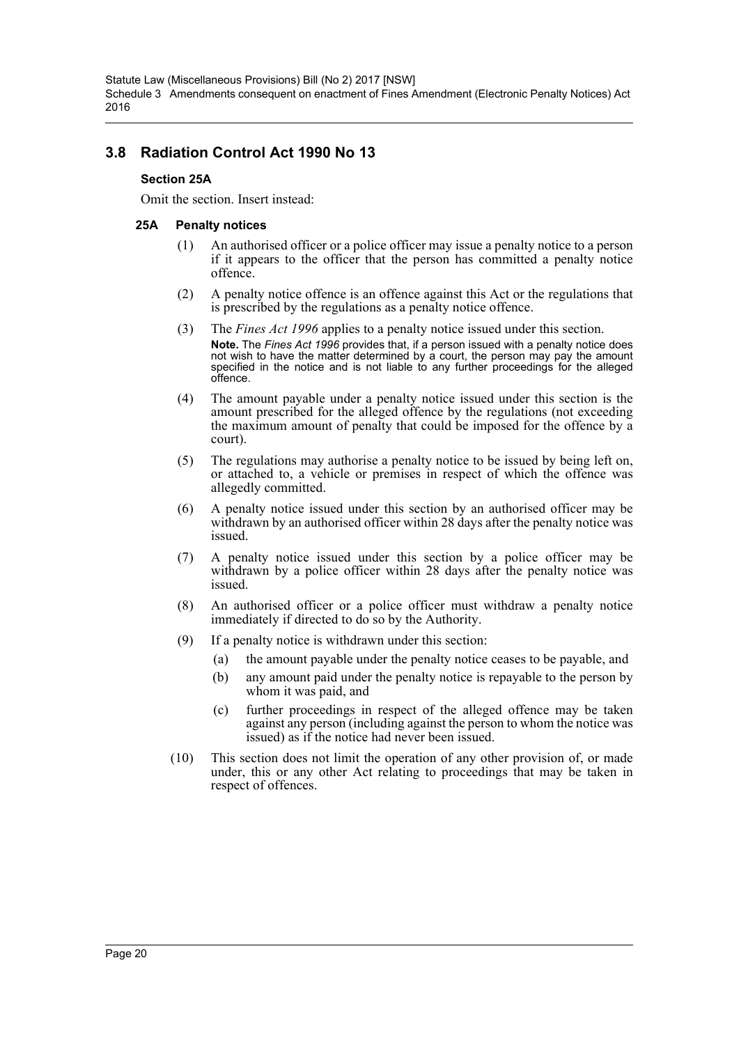## 3.8 Radiation Control Act 1990 No 13

### Section 25A

Omit the section. Insert instead:

#### 25A Penalty notices

(1) An authorised officer or a police officer may issue a penalty notice to a person if it appears to the officer that the person has committed a penalty notice offence.

(2) A penalty notice offence is an offence against this Act or the regulations that is prescribed by the regulations as a penalty notice offence.

(3) The *Fines Act 1996* applies to a penalty notice issued under this section.

**Note.** The *Fines Act 1996* provides that, if a person issued with a penalty notice does not wish to have the matter determined by a court, the person may pay the amount specified in the notice and is not liable to any further proceedings for the alleged offence.

(4) The amount payable under a penalty notice issued under this section is the amount prescribed for the alleged offence by the regulations (not exceeding the maximum amount of penalty that could be imposed for the offence by a court).

(5) The regulations may authorise a penalty notice to be issued by being left on, or attached to, a vehicle or premises in respect of which the offence was allegedly committed.

(6) A penalty notice issued under this section by an authorised officer may be withdrawn by an authorised officer within 28 days after the penalty notice was issued.

(7) A penalty notice issued under this section by a police officer may be withdrawn by a police officer within 28 days after the penalty notice was issued.

(8) An authorised officer or a police officer must withdraw a penalty notice immediately if directed to do so by the Authority.

(9) If a penalty notice is withdrawn under this section:

- (a) the amount payable under the penalty notice ceases to be payable, and
- (b) any amount paid under the penalty notice is repayable to the person by whom it was paid, and
- (c) further proceedings in respect of the alleged offence may be taken against any person (including against the person to whom the notice was issued) as if the notice had never been issued.

(10) This section does not limit the operation of any other provision of, or made under, this or any other Act relating to proceedings that may be taken in respect of offences.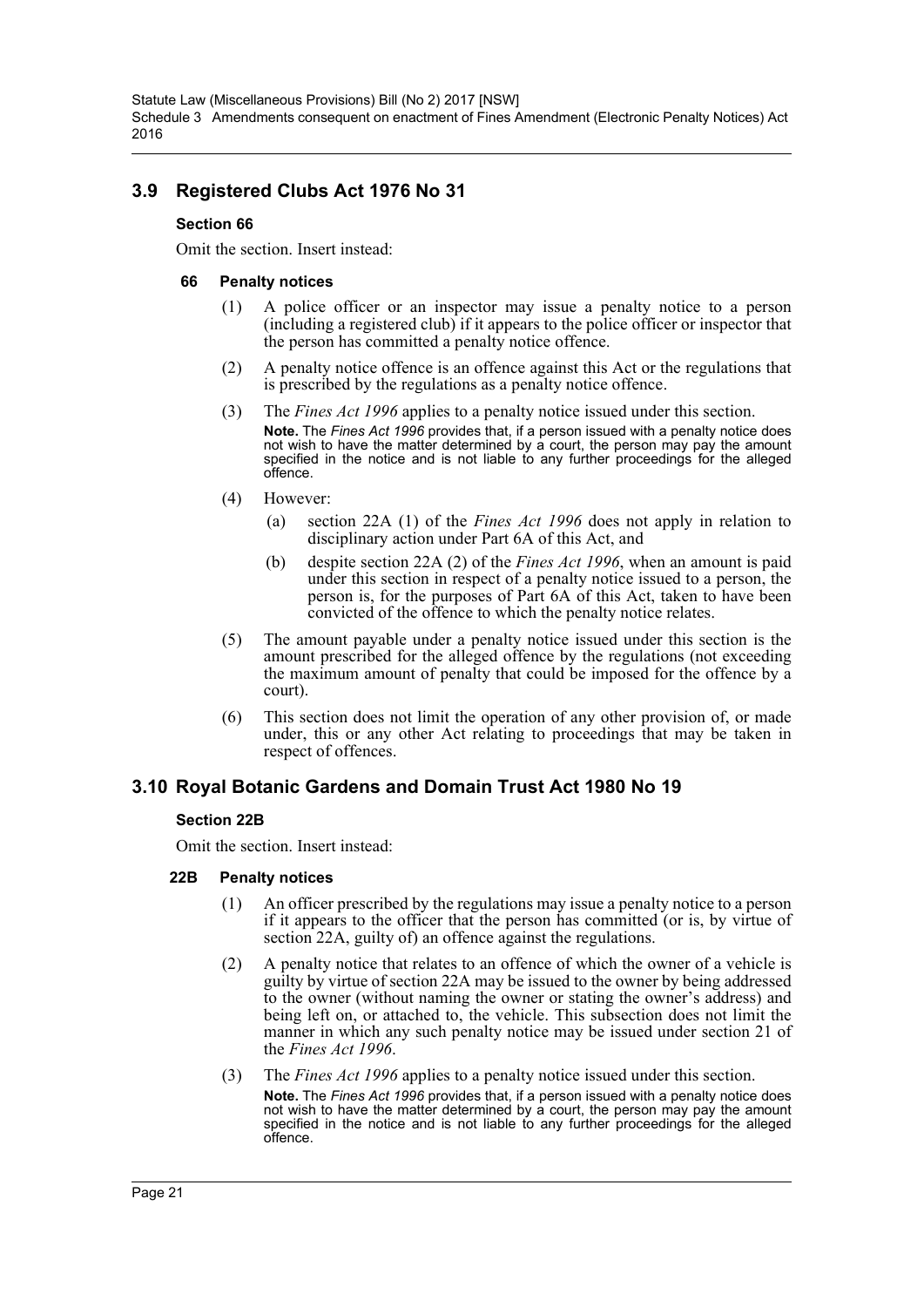## 3.9 Registered Clubs Act 1976 No 31

### Section 66

Omit the section. Insert instead:

#### 66 Penalty notices

(1) A police officer or an inspector may issue a penalty notice to a person (including a registered club) if it appears to the police officer or inspector that the person has committed a penalty notice offence.

(2) A penalty notice offence is an offence against this Act or the regulations that is prescribed by the regulations as a penalty notice offence.

(3) The *Fines Act 1996* applies to a penalty notice issued under this section.

**Note.** The *Fines Act 1996* provides that, if a person issued with a penalty notice does not wish to have the matter determined by a court, the person may pay the amount specified in the notice and is not liable to any further proceedings for the alleged offence.

(4) However:

(a) section 22A (1) of the *Fines Act 1996* does not apply in relation to disciplinary action under Part 6A of this Act, and

(b) despite section 22A (2) of the *Fines Act 1996*, when an amount is paid under this section in respect of a penalty notice issued to a person, the person is, for the purposes of Part 6A of this Act, taken to have been convicted of the offence to which the penalty notice relates.

(5) The amount payable under a penalty notice issued under this section is the amount prescribed for the alleged offence by the regulations (not exceeding the maximum amount of penalty that could be imposed for the offence by a court).

(6) This section does not limit the operation of any other provision of, or made under, this or any other Act relating to proceedings that may be taken in respect of offences.

## 3.10 Royal Botanic Gardens and Domain Trust Act 1980 No 19

### Section 22B

Omit the section. Insert instead:

#### 22B Penalty notices

(1) An officer prescribed by the regulations may issue a penalty notice to a person if it appears to the officer that the person has committed (or is, by virtue of section 22A, guilty of) an offence against the regulations.

(2) A penalty notice that relates to an offence of which the owner of a vehicle is guilty by virtue of section 22A may be issued to the owner by being addressed to the owner (without naming the owner or stating the owner's address) and being left on, or attached to, the vehicle. This subsection does not limit the manner in which any such penalty notice may be issued under section 21 of the *Fines Act 1996*.

(3) The *Fines Act 1996* applies to a penalty notice issued under this section.

**Note.** The *Fines Act 1996* provides that, if a person issued with a penalty notice does not wish to have the matter determined by a court, the person may pay the amount specified in the notice and is not liable to any further proceedings for the alleged offence.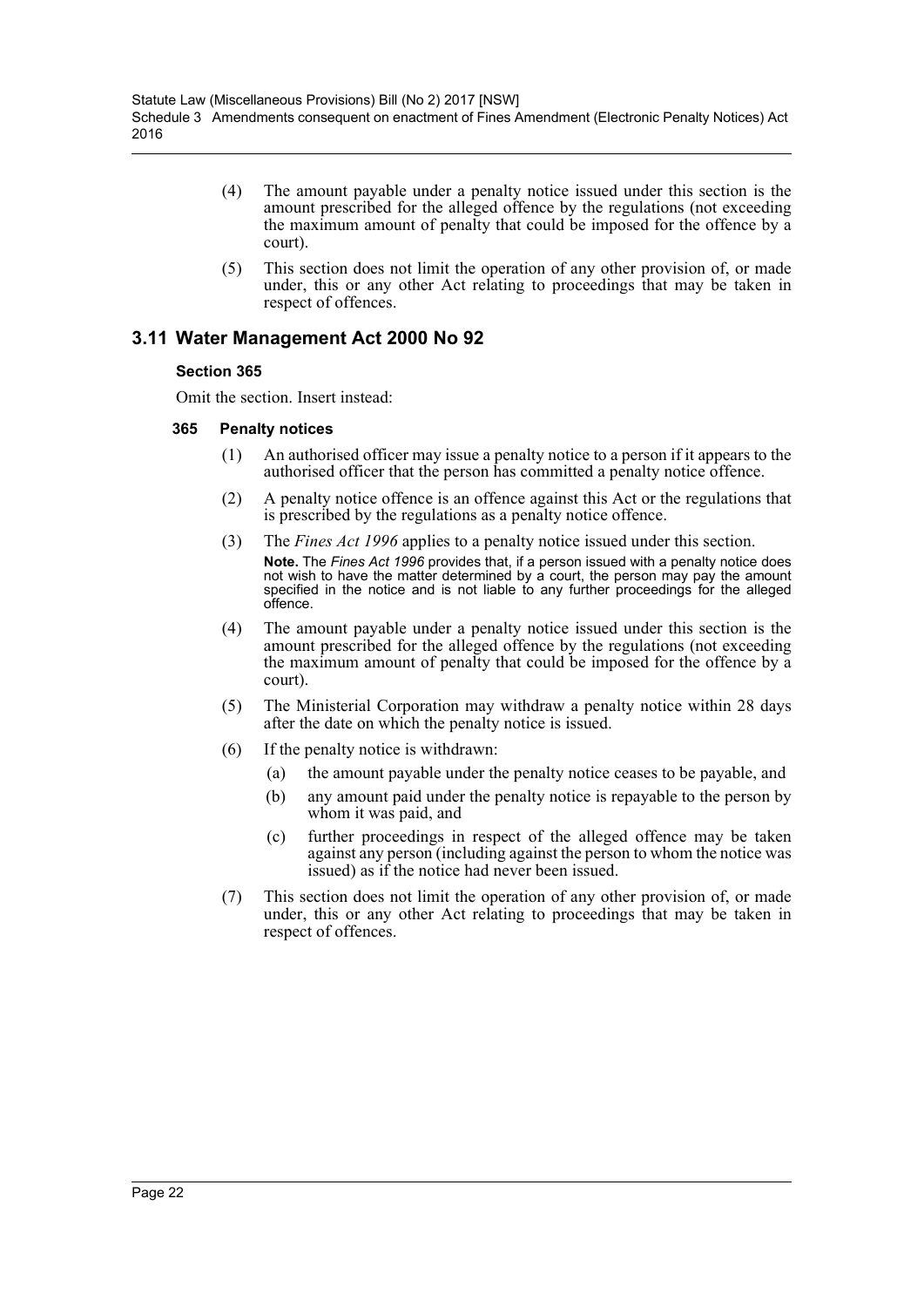(4) The amount payable under a penalty notice issued under this section is the amount prescribed for the alleged offence by the regulations (not exceeding the maximum amount of penalty that could be imposed for the offence by a court).

(5) This section does not limit the operation of any other provision of, or made under, this or any other Act relating to proceedings that may be taken in respect of offences.

## 3.11 Water Management Act 2000 No 92

**Section 365**

Omit the section. Insert instead:

**365 Penalty notices**

(1) An authorised officer may issue a penalty notice to a person if it appears to the authorised officer that the person has committed a penalty notice offence.

(2) A penalty notice offence is an offence against this Act or the regulations that is prescribed by the regulations as a penalty notice offence.

(3) The *Fines Act 1996* applies to a penalty notice issued under this section.

**Note.** The *Fines Act 1996* provides that, if a person issued with a penalty notice does not wish to have the matter determined by a court, the person may pay the amount specified in the notice and is not liable to any further proceedings for the alleged offence.

(4) The amount payable under a penalty notice issued under this section is the amount prescribed for the alleged offence by the regulations (not exceeding the maximum amount of penalty that could be imposed for the offence by a court).

(5) The Ministerial Corporation may withdraw a penalty notice within 28 days after the date on which the penalty notice is issued.

(6) If the penalty notice is withdrawn:

(a) the amount payable under the penalty notice ceases to be payable, and

(b) any amount paid under the penalty notice is repayable to the person by whom it was paid, and

(c) further proceedings in respect of the alleged offence may be taken against any person (including against the person to whom the notice was issued) as if the notice had never been issued.

(7) This section does not limit the operation of any other provision of, or made under, this or any other Act relating to proceedings that may be taken in respect of offences.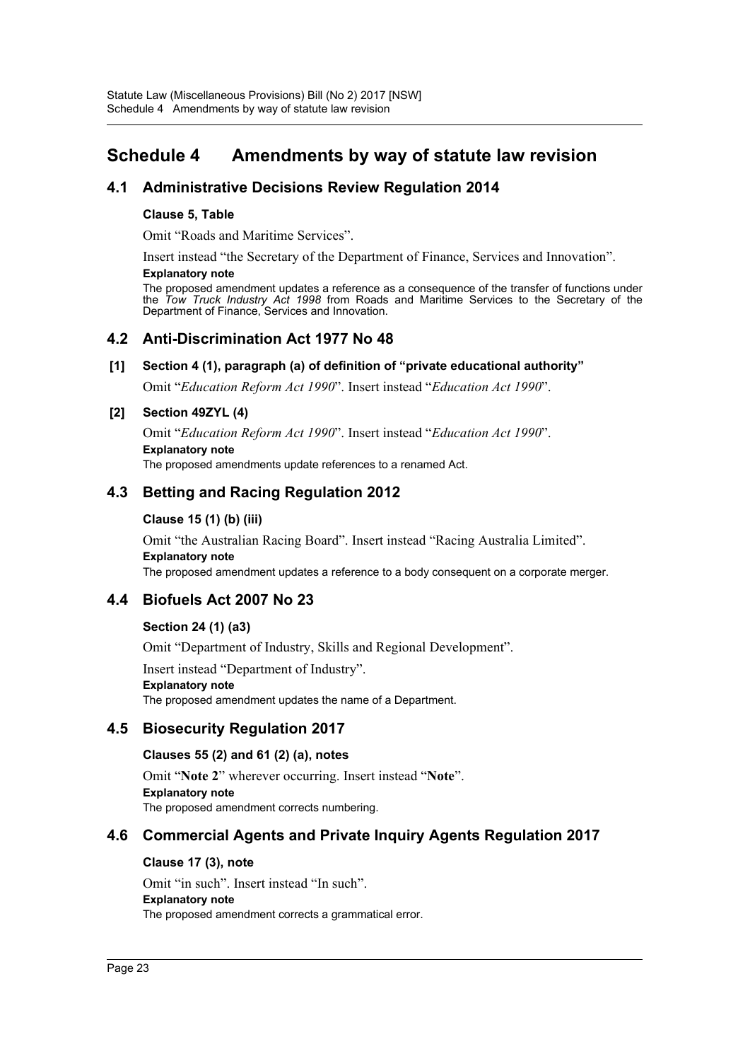# Schedule 4 Amendments by way of statute law revision

## 4.1 Administrative Decisions Review Regulation 2014

**Clause 5, Table**

Omit "Roads and Maritime Services".

Insert instead "the Secretary of the Department of Finance, Services and Innovation".

**Explanatory note**

The proposed amendment updates a reference as a consequence of the transfer of functions under the *Tow Truck Industry Act 1998* from Roads and Maritime Services to the Secretary of the Department of Finance, Services and Innovation.

## 4.2 Anti-Discrimination Act 1977 No 48

**[1] Section 4 (1), paragraph (a) of definition of "private educational authority"**

Omit "*Education Reform Act 1990*". Insert instead "*Education Act 1990*".

**[2] Section 49ZYL (4)**

Omit "*Education Reform Act 1990*". Insert instead "*Education Act 1990*".

**Explanatory note**

The proposed amendments update references to a renamed Act.

## 4.3 Betting and Racing Regulation 2012

**Clause 15 (1) (b) (iii)**

Omit "the Australian Racing Board". Insert instead "Racing Australia Limited".

**Explanatory note**

The proposed amendment updates a reference to a body consequent on a corporate merger.

## 4.4 Biofuels Act 2007 No 23

**Section 24 (1) (a3)**

Omit "Department of Industry, Skills and Regional Development".

Insert instead "Department of Industry".

**Explanatory note**

The proposed amendment updates the name of a Department.

## 4.5 Biosecurity Regulation 2017

**Clauses 55 (2) and 61 (2) (a), notes**

Omit "**Note 2**" wherever occurring. Insert instead "**Note**".

**Explanatory note**

The proposed amendment corrects numbering.

## 4.6 Commercial Agents and Private Inquiry Agents Regulation 2017

**Clause 17 (3), note**

Omit "in such". Insert instead "In such".

**Explanatory note**

The proposed amendment corrects a grammatical error.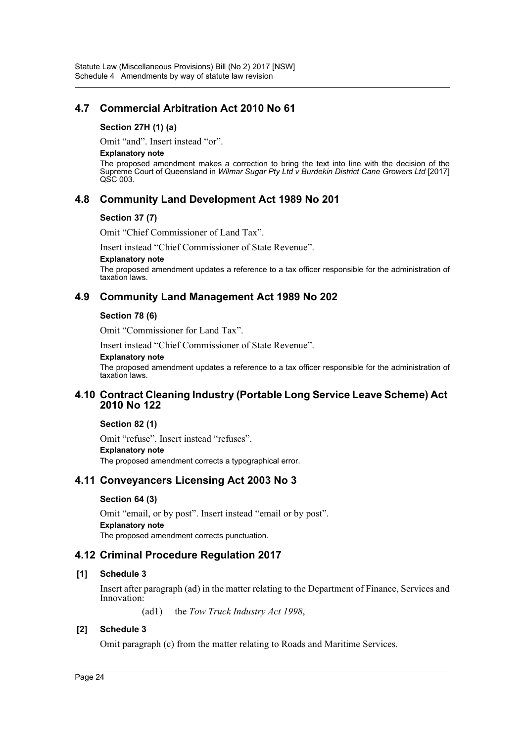## 4.7 Commercial Arbitration Act 2010 No 61

### Section 27H (1) (a)

Omit "and". Insert instead "or".

**Explanatory note**

The proposed amendment makes a correction to bring the text into line with the decision of the Supreme Court of Queensland in *Wilmar Sugar Pty Ltd v Burdekin District Cane Growers Ltd* [2017] QSC 003.

## 4.8 Community Land Development Act 1989 No 201

### Section 37 (7)

Omit "Chief Commissioner of Land Tax".

Insert instead "Chief Commissioner of State Revenue".

**Explanatory note**

The proposed amendment updates a reference to a tax officer responsible for the administration of taxation laws.

## 4.9 Community Land Management Act 1989 No 202

### Section 78 (6)

Omit "Commissioner for Land Tax".

Insert instead "Chief Commissioner of State Revenue".

**Explanatory note**

The proposed amendment updates a reference to a tax officer responsible for the administration of taxation laws.

## 4.10 Contract Cleaning Industry (Portable Long Service Leave Scheme) Act 2010 No 122

### Section 82 (1)

Omit "refuse". Insert instead "refuses".

**Explanatory note**

The proposed amendment corrects a typographical error.

## 4.11 Conveyancers Licensing Act 2003 No 3

### Section 64 (3)

Omit "email, or by post". Insert instead "email or by post".

**Explanatory note**

The proposed amendment corrects punctuation.

## 4.12 Criminal Procedure Regulation 2017

### [1] Schedule 3

Insert after paragraph (ad) in the matter relating to the Department of Finance, Services and Innovation:

(ad1) the *Tow Truck Industry Act 1998*,

### [2] Schedule 3

Omit paragraph (c) from the matter relating to Roads and Maritime Services.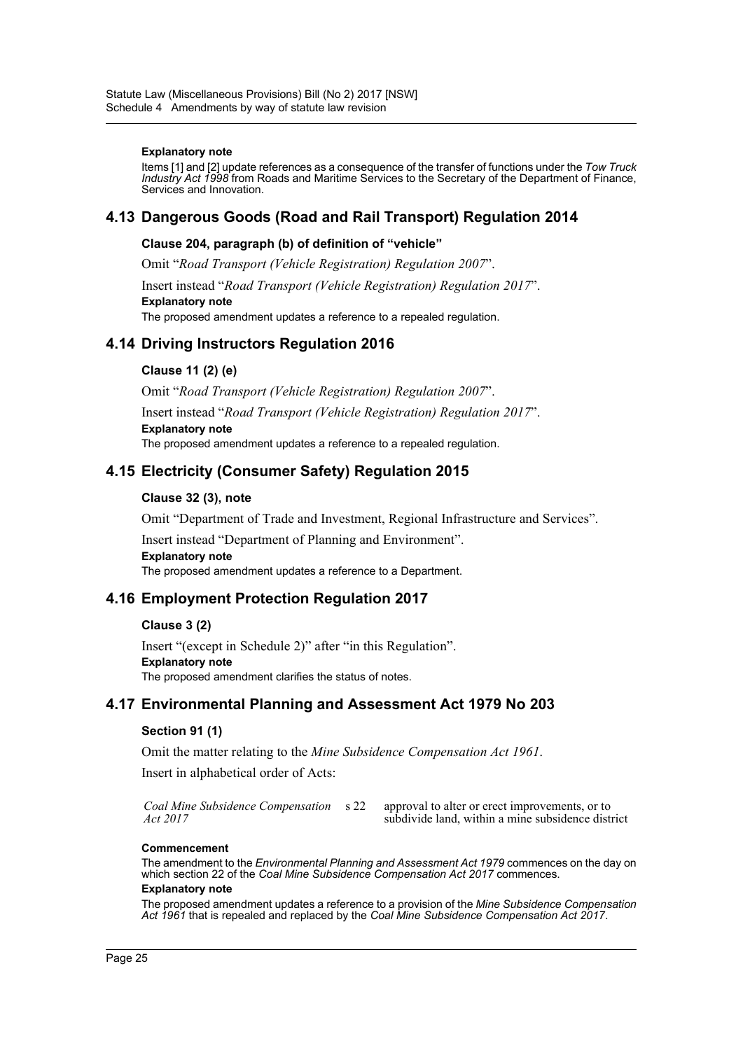#### Explanatory note

Items [1] and [2] update references as a consequence of the transfer of functions under the *Tow Truck Industry Act 1998* from Roads and Maritime Services to the Secretary of the Department of Finance, Services and Innovation.

## 4.13 Dangerous Goods (Road and Rail Transport) Regulation 2014

### Clause 204, paragraph (b) of definition of "vehicle"

Omit "*Road Transport (Vehicle Registration) Regulation 2007*".

Insert instead "*Road Transport (Vehicle Registration) Regulation 2017*".

#### Explanatory note

The proposed amendment updates a reference to a repealed regulation.

## 4.14 Driving Instructors Regulation 2016

### Clause 11 (2) (e)

Omit "*Road Transport (Vehicle Registration) Regulation 2007*".

Insert instead "*Road Transport (Vehicle Registration) Regulation 2017*".

#### Explanatory note

The proposed amendment updates a reference to a repealed regulation.

## 4.15 Electricity (Consumer Safety) Regulation 2015

### Clause 32 (3), note

Omit "Department of Trade and Investment, Regional Infrastructure and Services".

Insert instead "Department of Planning and Environment".

#### Explanatory note

The proposed amendment updates a reference to a Department.

## 4.16 Employment Protection Regulation 2017

### Clause 3 (2)

Insert "(except in Schedule 2)" after "in this Regulation".

#### Explanatory note

The proposed amendment clarifies the status of notes.

## 4.17 Environmental Planning and Assessment Act 1979 No 203

### Section 91 (1)

Omit the matter relating to the *Mine Subsidence Compensation Act 1961*.

Insert in alphabetical order of Acts:

| | | |
|---|---|---|
| *Coal Mine Subsidence Compensation Act 2017* | s 22 | approval to alter or erect improvements, or to subdivide land, within a mine subsidence district |

#### Commencement

The amendment to the *Environmental Planning and Assessment Act 1979* commences on the day on which section 22 of the *Coal Mine Subsidence Compensation Act 2017* commences.

#### Explanatory note

The proposed amendment updates a reference to a provision of the *Mine Subsidence Compensation Act 1961* that is repealed and replaced by the *Coal Mine Subsidence Compensation Act 2017*.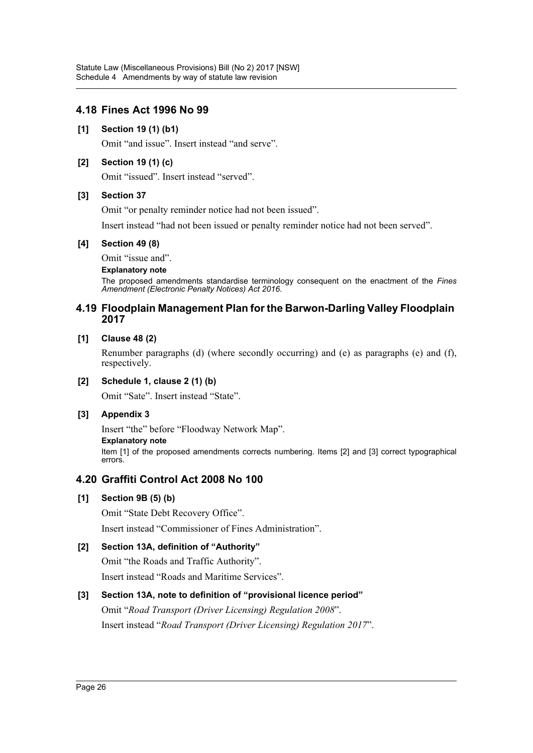## 4.18 Fines Act 1996 No 99

**[1] Section 19 (1) (b1)**

Omit "and issue". Insert instead "and serve".

**[2] Section 19 (1) (c)**

Omit "issued". Insert instead "served".

**[3] Section 37**

Omit "or penalty reminder notice had not been issued".

Insert instead "had not been issued or penalty reminder notice had not been served".

**[4] Section 49 (8)**

Omit "issue and".

**Explanatory note**

The proposed amendments standardise terminology consequent on the enactment of the *Fines Amendment (Electronic Penalty Notices) Act 2016*.

## 4.19 Floodplain Management Plan for the Barwon-Darling Valley Floodplain 2017

**[1] Clause 48 (2)**

Renumber paragraphs (d) (where secondly occurring) and (e) as paragraphs (e) and (f), respectively.

**[2] Schedule 1, clause 2 (1) (b)**

Omit "Sate". Insert instead "State".

**[3] Appendix 3**

Insert "the" before "Floodway Network Map".

**Explanatory note**

Item [1] of the proposed amendments corrects numbering. Items [2] and [3] correct typographical errors.

## 4.20 Graffiti Control Act 2008 No 100

**[1] Section 9B (5) (b)**

Omit "State Debt Recovery Office".

Insert instead "Commissioner of Fines Administration".

**[2] Section 13A, definition of "Authority"**

Omit "the Roads and Traffic Authority".

Insert instead "Roads and Maritime Services".

**[3] Section 13A, note to definition of "provisional licence period"**

Omit "*Road Transport (Driver Licensing) Regulation 2008*".

Insert instead "*Road Transport (Driver Licensing) Regulation 2017*".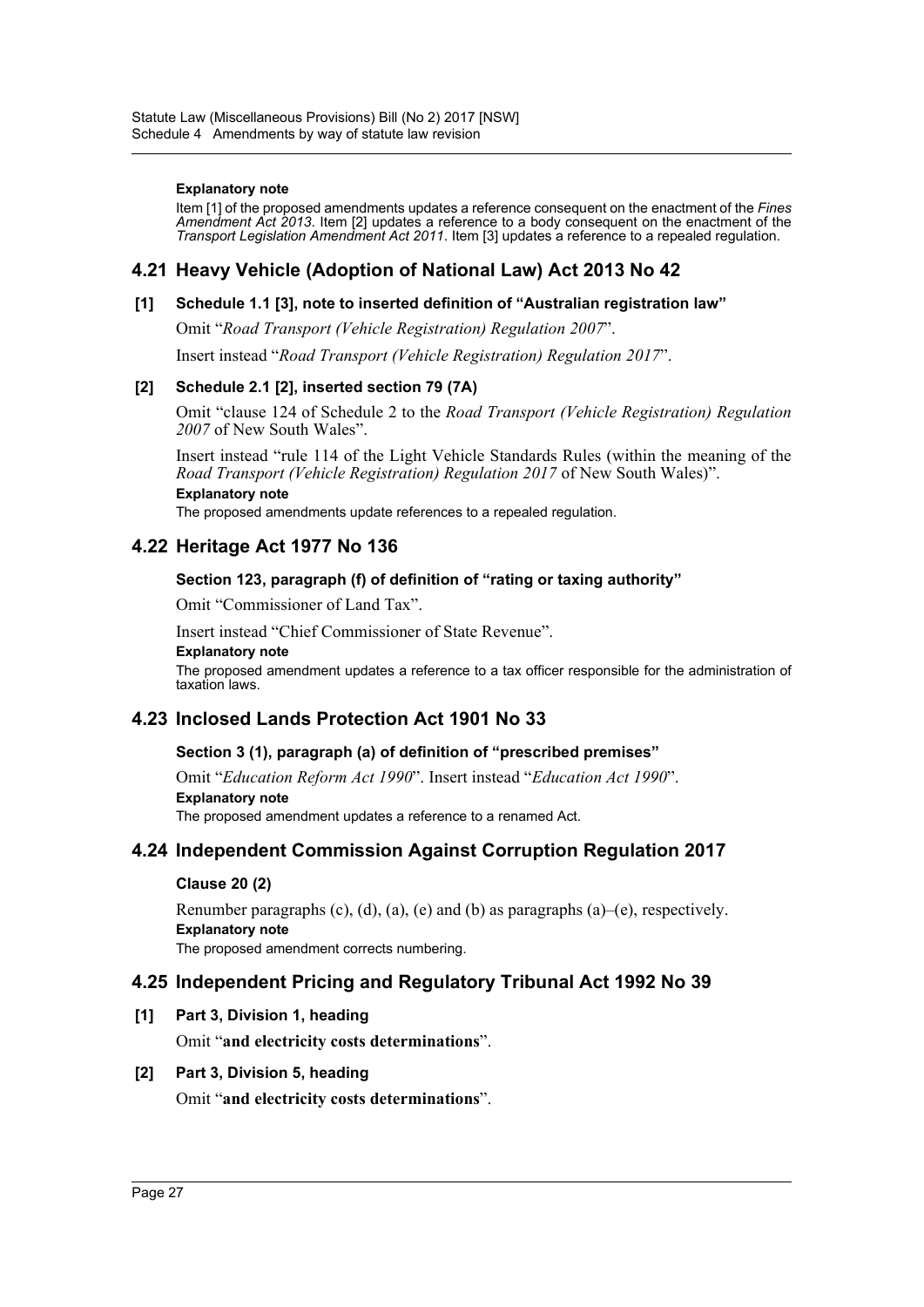#### Explanatory note

Item [1] of the proposed amendments updates a reference consequent on the enactment of the *Fines Amendment Act 2013*. Item [2] updates a reference to a body consequent on the enactment of the *Transport Legislation Amendment Act 2011*. Item [3] updates a reference to a repealed regulation.

## 4.21 Heavy Vehicle (Adoption of National Law) Act 2013 No 42

### [1] Schedule 1.1 [3], note to inserted definition of "Australian registration law"

Omit "*Road Transport (Vehicle Registration) Regulation 2007*".

Insert instead "*Road Transport (Vehicle Registration) Regulation 2017*".

### [2] Schedule 2.1 [2], inserted section 79 (7A)

Omit "clause 124 of Schedule 2 to the *Road Transport (Vehicle Registration) Regulation 2007* of New South Wales".

Insert instead "rule 114 of the Light Vehicle Standards Rules (within the meaning of the *Road Transport (Vehicle Registration) Regulation 2017* of New South Wales)".

#### Explanatory note

The proposed amendments update references to a repealed regulation.

## 4.22 Heritage Act 1977 No 136

### Section 123, paragraph (f) of definition of "rating or taxing authority"

Omit "Commissioner of Land Tax".

Insert instead "Chief Commissioner of State Revenue".

#### Explanatory note

The proposed amendment updates a reference to a tax officer responsible for the administration of taxation laws.

## 4.23 Inclosed Lands Protection Act 1901 No 33

### Section 3 (1), paragraph (a) of definition of "prescribed premises"

Omit "*Education Reform Act 1990*". Insert instead "*Education Act 1990*".

#### Explanatory note

The proposed amendment updates a reference to a renamed Act.

## 4.24 Independent Commission Against Corruption Regulation 2017

### Clause 20 (2)

Renumber paragraphs (c), (d), (a), (e) and (b) as paragraphs (a)–(e), respectively.

#### Explanatory note

The proposed amendment corrects numbering.

## 4.25 Independent Pricing and Regulatory Tribunal Act 1992 No 39

### [1] Part 3, Division 1, heading

Omit "**and electricity costs determinations**".

### [2] Part 3, Division 5, heading

Omit "**and electricity costs determinations**".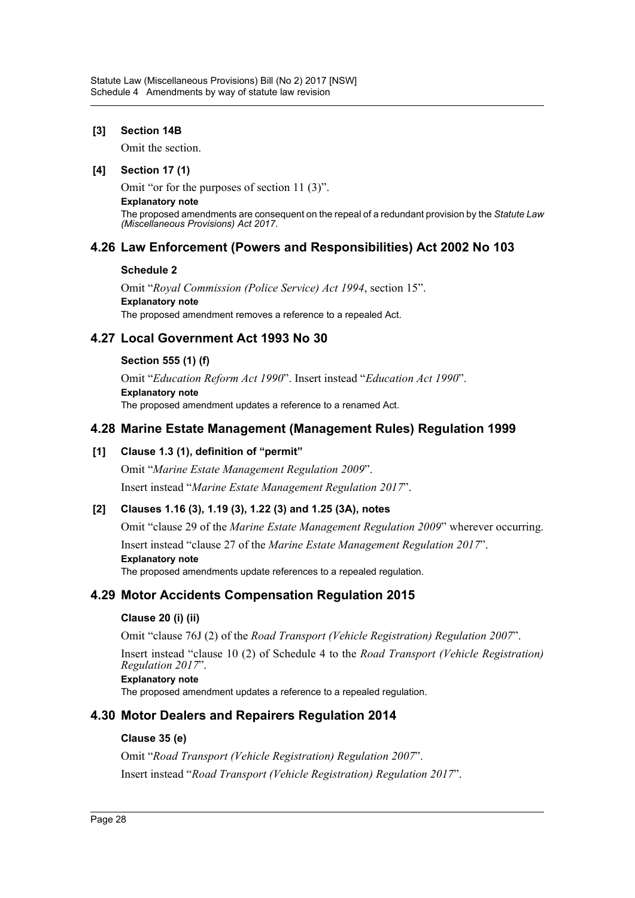**[3] Section 14B**

Omit the section.

**[4] Section 17 (1)**

Omit "or for the purposes of section 11 (3)".

**Explanatory note**

The proposed amendments are consequent on the repeal of a redundant provision by the *Statute Law (Miscellaneous Provisions) Act 2017*.

## 4.26 Law Enforcement (Powers and Responsibilities) Act 2002 No 103

**Schedule 2**

Omit "*Royal Commission (Police Service) Act 1994*, section 15".

**Explanatory note**

The proposed amendment removes a reference to a repealed Act.

## 4.27 Local Government Act 1993 No 30

**Section 555 (1) (f)**

Omit "*Education Reform Act 1990*". Insert instead "*Education Act 1990*".

**Explanatory note**

The proposed amendment updates a reference to a renamed Act.

## 4.28 Marine Estate Management (Management Rules) Regulation 1999

**[1] Clause 1.3 (1), definition of "permit"**

Omit "*Marine Estate Management Regulation 2009*".

Insert instead "*Marine Estate Management Regulation 2017*".

**[2] Clauses 1.16 (3), 1.19 (3), 1.22 (3) and 1.25 (3A), notes**

Omit "clause 29 of the *Marine Estate Management Regulation 2009*" wherever occurring.

Insert instead "clause 27 of the *Marine Estate Management Regulation 2017*".

**Explanatory note**

The proposed amendments update references to a repealed regulation.

## 4.29 Motor Accidents Compensation Regulation 2015

**Clause 20 (i) (ii)**

Omit "clause 76J (2) of the *Road Transport (Vehicle Registration) Regulation 2007*".

Insert instead "clause 10 (2) of Schedule 4 to the *Road Transport (Vehicle Registration) Regulation 2017*".

**Explanatory note**

The proposed amendment updates a reference to a repealed regulation.

## 4.30 Motor Dealers and Repairers Regulation 2014

**Clause 35 (e)**

Omit "*Road Transport (Vehicle Registration) Regulation 2007*".

Insert instead "*Road Transport (Vehicle Registration) Regulation 2017*".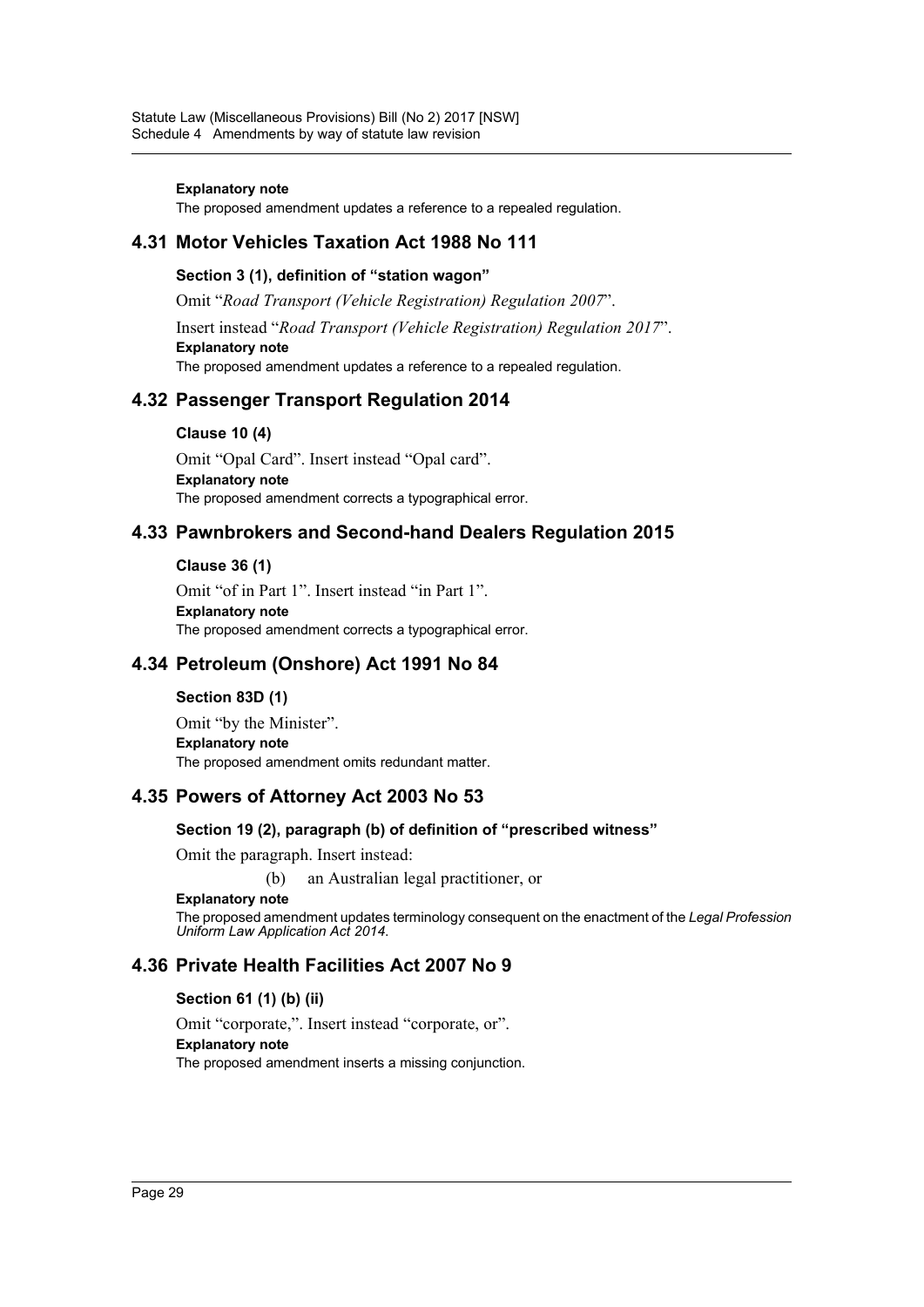**Explanatory note**

The proposed amendment updates a reference to a repealed regulation.

## 4.31 Motor Vehicles Taxation Act 1988 No 111

### Section 3 (1), definition of "station wagon"

Omit "*Road Transport (Vehicle Registration) Regulation 2007*".

Insert instead "*Road Transport (Vehicle Registration) Regulation 2017*".

**Explanatory note**

The proposed amendment updates a reference to a repealed regulation.

## 4.32 Passenger Transport Regulation 2014

### Clause 10 (4)

Omit "Opal Card". Insert instead "Opal card".

**Explanatory note**

The proposed amendment corrects a typographical error.

## 4.33 Pawnbrokers and Second-hand Dealers Regulation 2015

### Clause 36 (1)

Omit "of in Part 1". Insert instead "in Part 1".

**Explanatory note**

The proposed amendment corrects a typographical error.

## 4.34 Petroleum (Onshore) Act 1991 No 84

### Section 83D (1)

Omit "by the Minister".

**Explanatory note**

The proposed amendment omits redundant matter.

## 4.35 Powers of Attorney Act 2003 No 53

### Section 19 (2), paragraph (b) of definition of "prescribed witness"

Omit the paragraph. Insert instead:

(b) an Australian legal practitioner, or

**Explanatory note**

The proposed amendment updates terminology consequent on the enactment of the *Legal Profession Uniform Law Application Act 2014*.

## 4.36 Private Health Facilities Act 2007 No 9

### Section 61 (1) (b) (ii)

Omit "corporate,". Insert instead "corporate, or".

**Explanatory note**

The proposed amendment inserts a missing conjunction.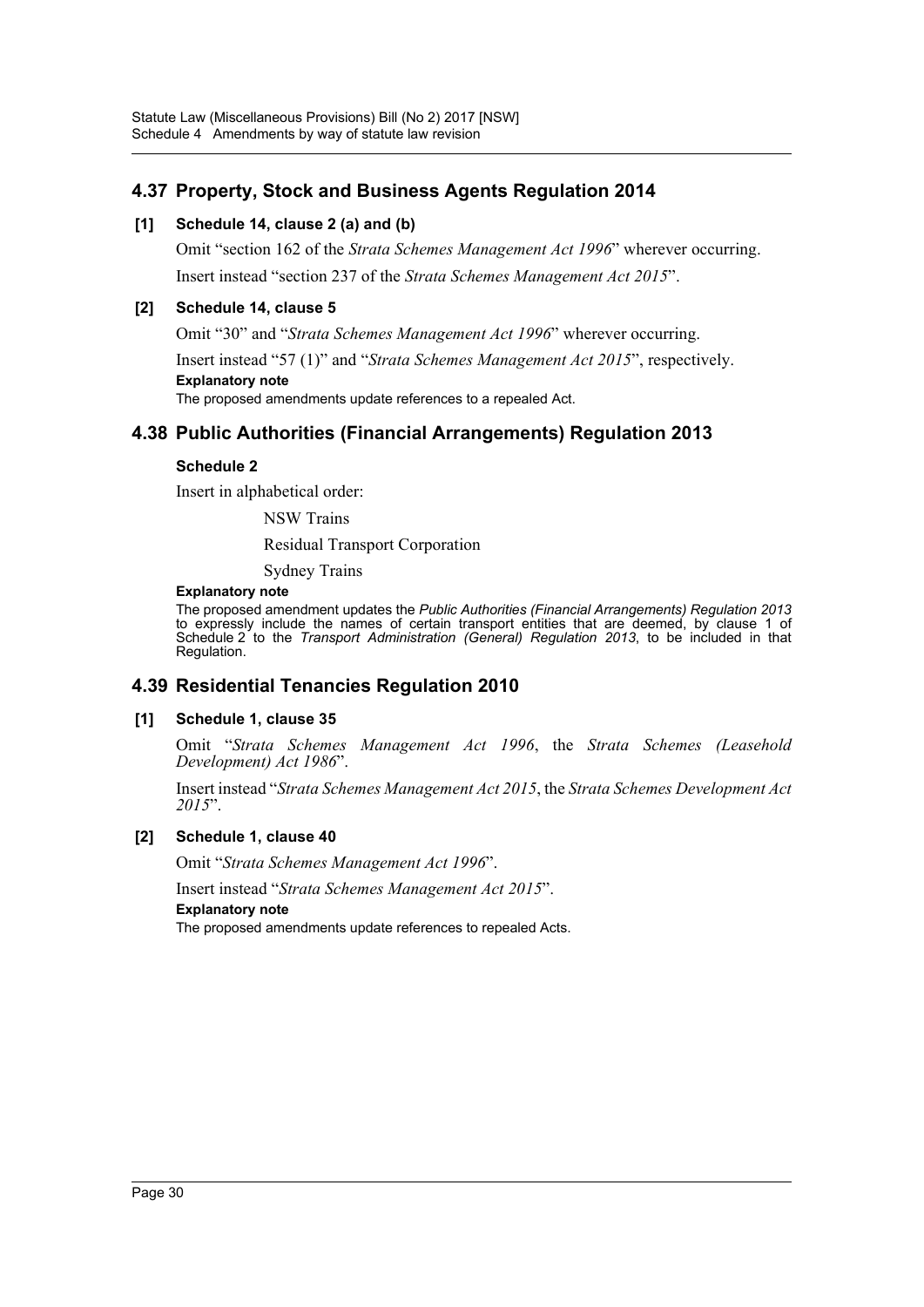## 4.37 Property, Stock and Business Agents Regulation 2014

### [1] Schedule 14, clause 2 (a) and (b)

Omit "section 162 of the *Strata Schemes Management Act 1996*" wherever occurring.

Insert instead "section 237 of the *Strata Schemes Management Act 2015*".

### [2] Schedule 14, clause 5

Omit "30" and "*Strata Schemes Management Act 1996*" wherever occurring.

Insert instead "57 (1)" and "*Strata Schemes Management Act 2015*", respectively.

**Explanatory note**

The proposed amendments update references to a repealed Act.

## 4.38 Public Authorities (Financial Arrangements) Regulation 2013

### Schedule 2

Insert in alphabetical order:

NSW Trains

Residual Transport Corporation

Sydney Trains

**Explanatory note**

The proposed amendment updates the *Public Authorities (Financial Arrangements) Regulation 2013* to expressly include the names of certain transport entities that are deemed, by clause 1 of Schedule 2 to the *Transport Administration (General) Regulation 2013*, to be included in that Regulation.

## 4.39 Residential Tenancies Regulation 2010

### [1] Schedule 1, clause 35

Omit "*Strata Schemes Management Act 1996*, the *Strata Schemes (Leasehold Development) Act 1986*".

Insert instead "*Strata Schemes Management Act 2015*, the *Strata Schemes Development Act 2015*".

### [2] Schedule 1, clause 40

Omit "*Strata Schemes Management Act 1996*".

Insert instead "*Strata Schemes Management Act 2015*".

**Explanatory note**

The proposed amendments update references to repealed Acts.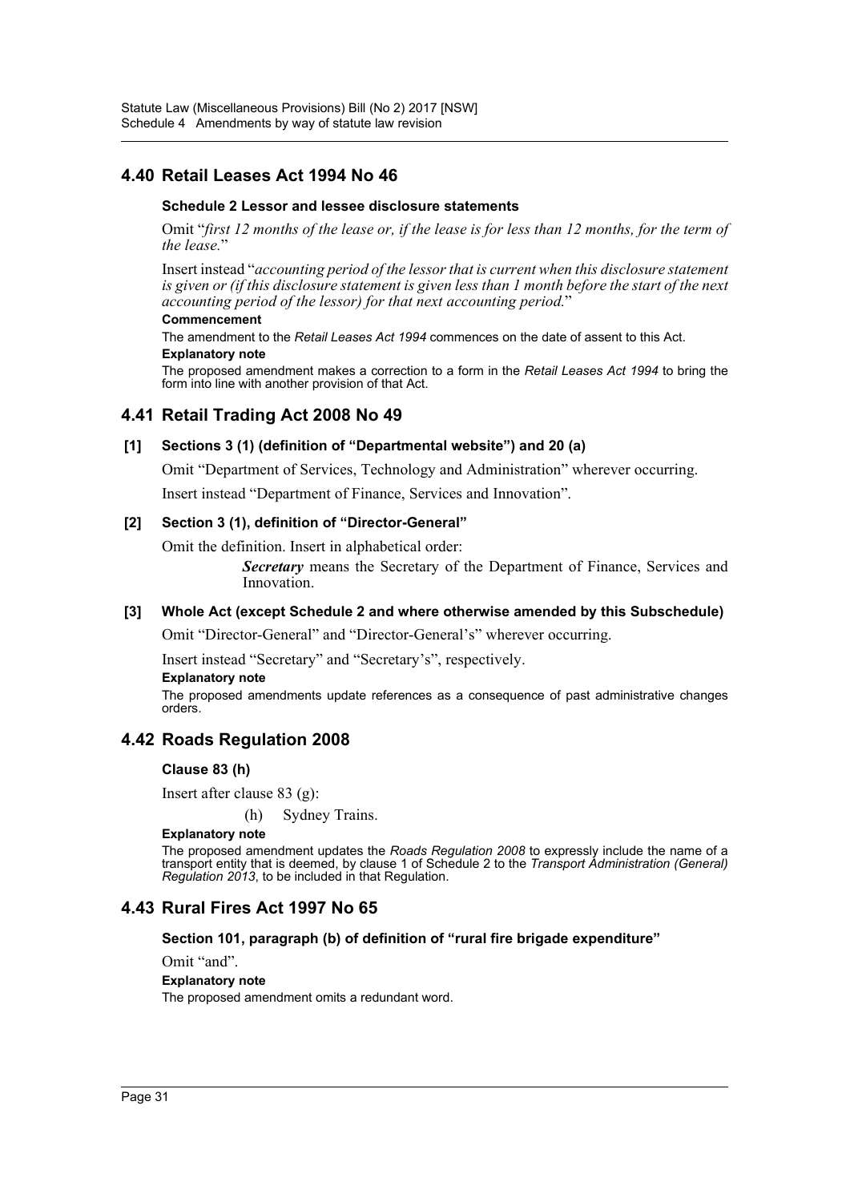## 4.40 Retail Leases Act 1994 No 46

### Schedule 2 Lessor and lessee disclosure statements

Omit "*first 12 months of the lease or, if the lease is for less than 12 months, for the term of the lease.*"

Insert instead "*accounting period of the lessor that is current when this disclosure statement is given or (if this disclosure statement is given less than 1 month before the start of the next accounting period of the lessor) for that next accounting period.*"

**Commencement**

The amendment to the *Retail Leases Act 1994* commences on the date of assent to this Act.

**Explanatory note**

The proposed amendment makes a correction to a form in the *Retail Leases Act 1994* to bring the form into line with another provision of that Act.

## 4.41 Retail Trading Act 2008 No 49

### [1] Sections 3 (1) (definition of "Departmental website") and 20 (a)

Omit "Department of Services, Technology and Administration" wherever occurring.

Insert instead "Department of Finance, Services and Innovation".

### [2] Section 3 (1), definition of "Director-General"

Omit the definition. Insert in alphabetical order:

> ***Secretary*** means the Secretary of the Department of Finance, Services and Innovation.

### [3] Whole Act (except Schedule 2 and where otherwise amended by this Subschedule)

Omit "Director-General" and "Director-General's" wherever occurring.

Insert instead "Secretary" and "Secretary's", respectively.

**Explanatory note**

The proposed amendments update references as a consequence of past administrative changes orders.

## 4.42 Roads Regulation 2008

### Clause 83 (h)

Insert after clause 83 (g):

> (h) Sydney Trains.

**Explanatory note**

The proposed amendment updates the *Roads Regulation 2008* to expressly include the name of a transport entity that is deemed, by clause 1 of Schedule 2 to the *Transport Administration (General) Regulation 2013*, to be included in that Regulation.

## 4.43 Rural Fires Act 1997 No 65

### Section 101, paragraph (b) of definition of "rural fire brigade expenditure"

Omit "and".

**Explanatory note**

The proposed amendment omits a redundant word.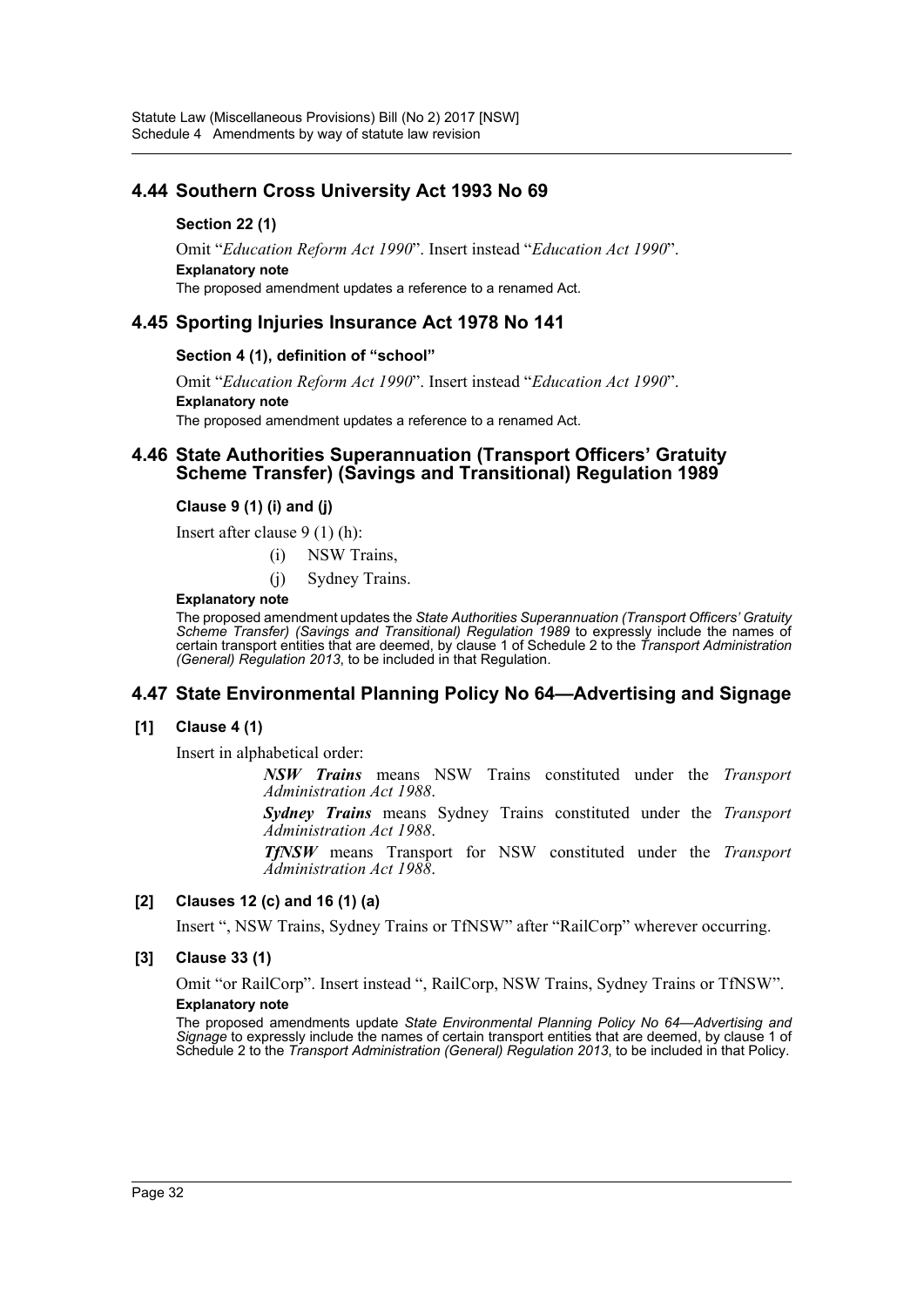## 4.44 Southern Cross University Act 1993 No 69

### Section 22 (1)

Omit "*Education Reform Act 1990*". Insert instead "*Education Act 1990*".

**Explanatory note**

The proposed amendment updates a reference to a renamed Act.

## 4.45 Sporting Injuries Insurance Act 1978 No 141

### Section 4 (1), definition of "school"

Omit "*Education Reform Act 1990*". Insert instead "*Education Act 1990*".

**Explanatory note**

The proposed amendment updates a reference to a renamed Act.

## 4.46 State Authorities Superannuation (Transport Officers' Gratuity Scheme Transfer) (Savings and Transitional) Regulation 1989

### Clause 9 (1) (i) and (j)

Insert after clause 9 (1) (h):

(i) NSW Trains,

(j) Sydney Trains.

**Explanatory note**

The proposed amendment updates the *State Authorities Superannuation (Transport Officers' Gratuity Scheme Transfer) (Savings and Transitional) Regulation 1989* to expressly include the names of certain transport entities that are deemed, by clause 1 of Schedule 2 to the *Transport Administration (General) Regulation 2013*, to be included in that Regulation.

## 4.47 State Environmental Planning Policy No 64—Advertising and Signage

### [1] Clause 4 (1)

Insert in alphabetical order:

***NSW Trains*** means NSW Trains constituted under the *Transport Administration Act 1988*.

***Sydney Trains*** means Sydney Trains constituted under the *Transport Administration Act 1988*.

***TfNSW*** means Transport for NSW constituted under the *Transport Administration Act 1988*.

### [2] Clauses 12 (c) and 16 (1) (a)

Insert ", NSW Trains, Sydney Trains or TfNSW" after "RailCorp" wherever occurring.

### [3] Clause 33 (1)

Omit "or RailCorp". Insert instead ", RailCorp, NSW Trains, Sydney Trains or TfNSW".

**Explanatory note**

The proposed amendments update *State Environmental Planning Policy No 64—Advertising and Signage* to expressly include the names of certain transport entities that are deemed, by clause 1 of Schedule 2 to the *Transport Administration (General) Regulation 2013*, to be included in that Policy.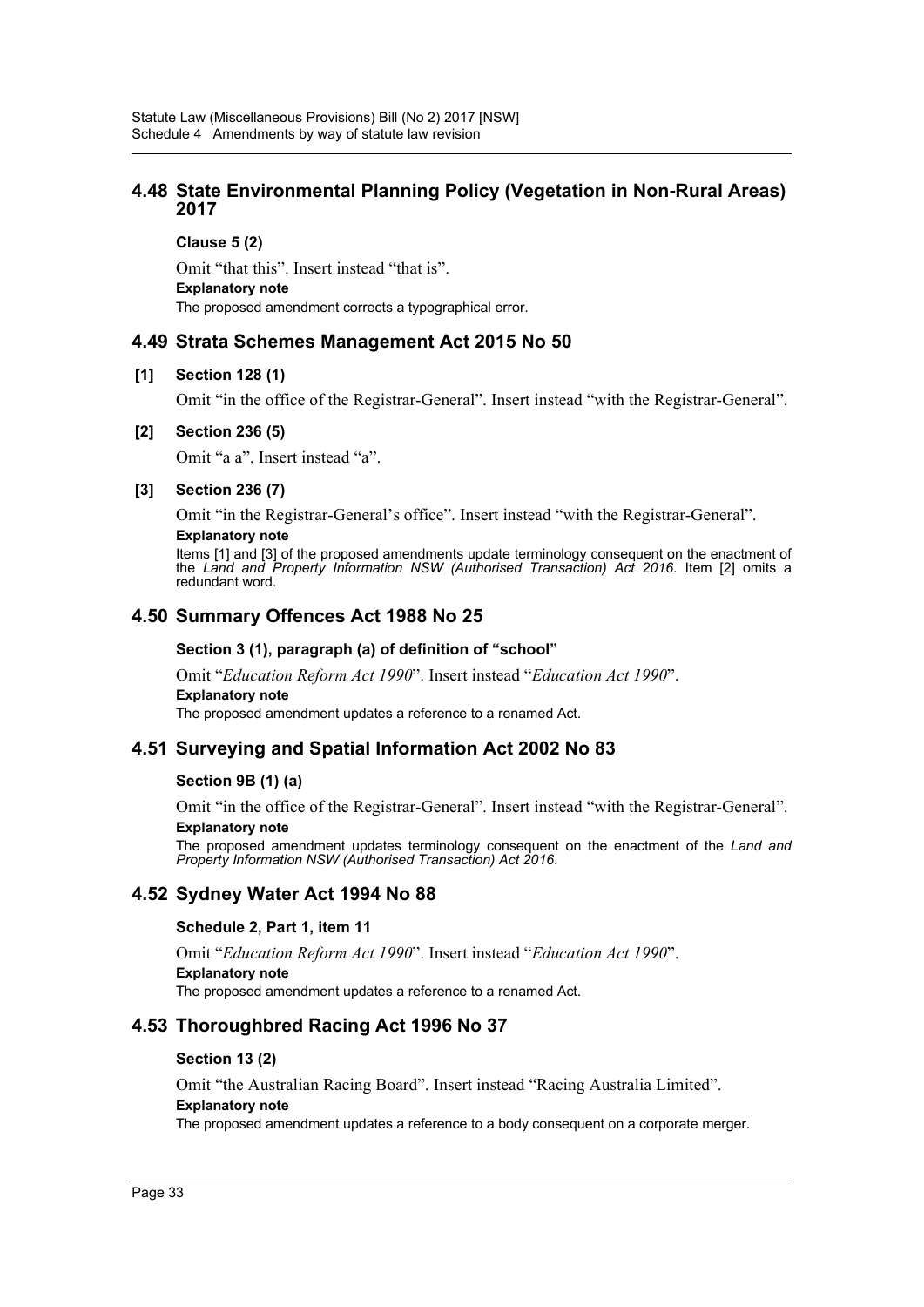## 4.48 State Environmental Planning Policy (Vegetation in Non-Rural Areas) 2017

### Clause 5 (2)

Omit "that this". Insert instead "that is".

**Explanatory note**

The proposed amendment corrects a typographical error.

## 4.49 Strata Schemes Management Act 2015 No 50

### [1] Section 128 (1)

Omit "in the office of the Registrar-General". Insert instead "with the Registrar-General".

### [2] Section 236 (5)

Omit "a a". Insert instead "a".

### [3] Section 236 (7)

Omit "in the Registrar-General's office". Insert instead "with the Registrar-General".

**Explanatory note**

Items [1] and [3] of the proposed amendments update terminology consequent on the enactment of the *Land and Property Information NSW (Authorised Transaction) Act 2016*. Item [2] omits a redundant word.

## 4.50 Summary Offences Act 1988 No 25

### Section 3 (1), paragraph (a) of definition of "school"

Omit "*Education Reform Act 1990*". Insert instead "*Education Act 1990*".

**Explanatory note**

The proposed amendment updates a reference to a renamed Act.

## 4.51 Surveying and Spatial Information Act 2002 No 83

### Section 9B (1) (a)

Omit "in the office of the Registrar-General". Insert instead "with the Registrar-General".

**Explanatory note**

The proposed amendment updates terminology consequent on the enactment of the *Land and Property Information NSW (Authorised Transaction) Act 2016*.

## 4.52 Sydney Water Act 1994 No 88

### Schedule 2, Part 1, item 11

Omit "*Education Reform Act 1990*". Insert instead "*Education Act 1990*".

**Explanatory note**

The proposed amendment updates a reference to a renamed Act.

## 4.53 Thoroughbred Racing Act 1996 No 37

### Section 13 (2)

Omit "the Australian Racing Board". Insert instead "Racing Australia Limited".

**Explanatory note**

The proposed amendment updates a reference to a body consequent on a corporate merger.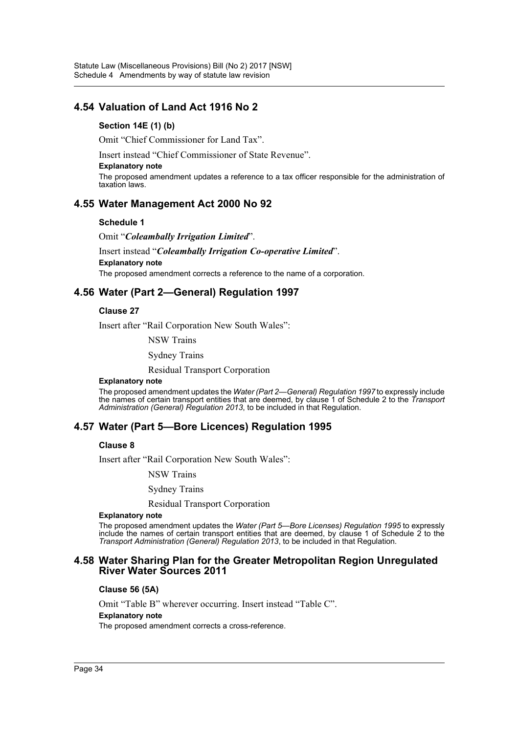## 4.54 Valuation of Land Act 1916 No 2

### Section 14E (1) (b)

Omit "Chief Commissioner for Land Tax".

Insert instead "Chief Commissioner of State Revenue".

**Explanatory note**

The proposed amendment updates a reference to a tax officer responsible for the administration of taxation laws.

## 4.55 Water Management Act 2000 No 92

### Schedule 1

Omit "***Coleambally Irrigation Limited***".

Insert instead "***Coleambally Irrigation Co-operative Limited***".

**Explanatory note**

The proposed amendment corrects a reference to the name of a corporation.

## 4.56 Water (Part 2—General) Regulation 1997

### Clause 27

Insert after "Rail Corporation New South Wales":

NSW Trains

Sydney Trains

Residual Transport Corporation

**Explanatory note**

The proposed amendment updates the *Water (Part 2—General) Regulation 1997* to expressly include the names of certain transport entities that are deemed, by clause 1 of Schedule 2 to the *Transport Administration (General) Regulation 2013*, to be included in that Regulation.

## 4.57 Water (Part 5—Bore Licences) Regulation 1995

### Clause 8

Insert after "Rail Corporation New South Wales":

NSW Trains

Sydney Trains

Residual Transport Corporation

**Explanatory note**

The proposed amendment updates the *Water (Part 5—Bore Licenses) Regulation 1995* to expressly include the names of certain transport entities that are deemed, by clause 1 of Schedule 2 to the *Transport Administration (General) Regulation 2013*, to be included in that Regulation.

## 4.58 Water Sharing Plan for the Greater Metropolitan Region Unregulated River Water Sources 2011

### Clause 56 (5A)

Omit "Table B" wherever occurring. Insert instead "Table C".

**Explanatory note**

The proposed amendment corrects a cross-reference.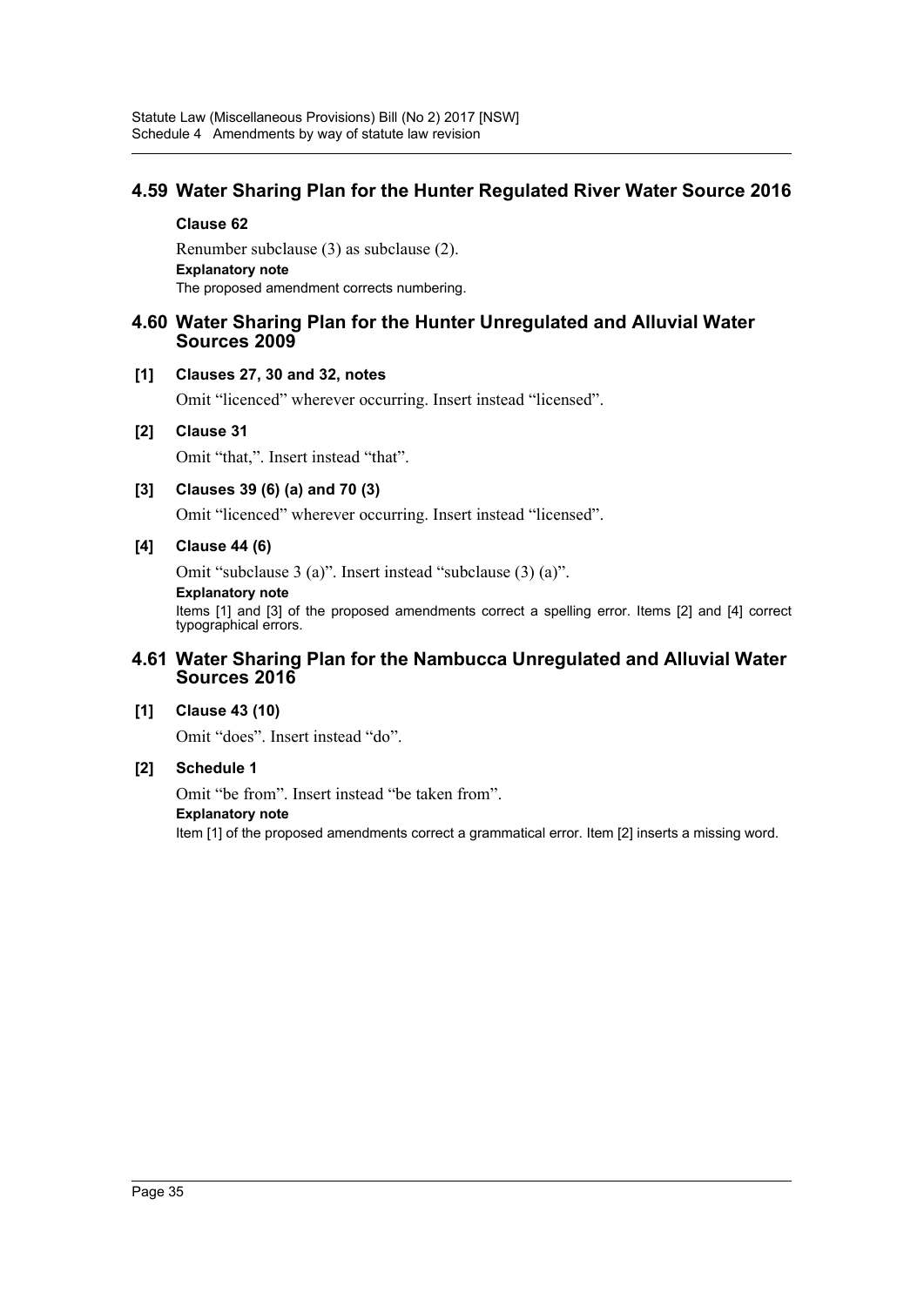## 4.59 Water Sharing Plan for the Hunter Regulated River Water Source 2016

### Clause 62

Renumber subclause (3) as subclause (2).

**Explanatory note**

The proposed amendment corrects numbering.

## 4.60 Water Sharing Plan for the Hunter Unregulated and Alluvial Water Sources 2009

### [1] Clauses 27, 30 and 32, notes

Omit "licenced" wherever occurring. Insert instead "licensed".

### [2] Clause 31

Omit "that,". Insert instead "that".

### [3] Clauses 39 (6) (a) and 70 (3)

Omit "licenced" wherever occurring. Insert instead "licensed".

### [4] Clause 44 (6)

Omit "subclause 3 (a)". Insert instead "subclause (3) (a)".

**Explanatory note**

Items [1] and [3] of the proposed amendments correct a spelling error. Items [2] and [4] correct typographical errors.

## 4.61 Water Sharing Plan for the Nambucca Unregulated and Alluvial Water Sources 2016

### [1] Clause 43 (10)

Omit "does". Insert instead "do".

### [2] Schedule 1

Omit "be from". Insert instead "be taken from".

**Explanatory note**

Item [1] of the proposed amendments correct a grammatical error. Item [2] inserts a missing word.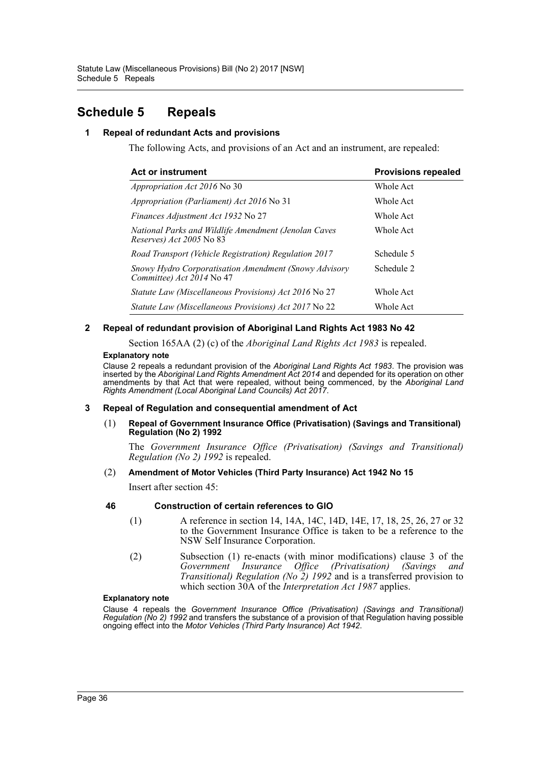# Schedule 5 Repeals

## 1 Repeal of redundant Acts and provisions

The following Acts, and provisions of an Act and an instrument, are repealed:

| Act or instrument | Provisions repealed |
|---|---|
| *Appropriation Act 2016* No 30 | Whole Act |
| *Appropriation (Parliament) Act 2016* No 31 | Whole Act |
| *Finances Adjustment Act 1932* No 27 | Whole Act |
| *National Parks and Wildlife Amendment (Jenolan Caves Reserves) Act 2005* No 83 | Whole Act |
| *Road Transport (Vehicle Registration) Regulation 2017* | Schedule 5 |
| *Snowy Hydro Corporatisation Amendment (Snowy Advisory Committee) Act 2014* No 47 | Schedule 2 |
| *Statute Law (Miscellaneous Provisions) Act 2016* No 27 | Whole Act |
| *Statute Law (Miscellaneous Provisions) Act 2017* No 22 | Whole Act |

## 2 Repeal of redundant provision of Aboriginal Land Rights Act 1983 No 42

Section 165AA (2) (c) of the *Aboriginal Land Rights Act 1983* is repealed.

**Explanatory note**

Clause 2 repeals a redundant provision of the *Aboriginal Land Rights Act 1983*. The provision was inserted by the *Aboriginal Land Rights Amendment Act 2014* and depended for its operation on other amendments by that Act that were repealed, without being commenced, by the *Aboriginal Land Rights Amendment (Local Aboriginal Land Councils) Act 2017*.

## 3 Repeal of Regulation and consequential amendment of Act

(1) **Repeal of Government Insurance Office (Privatisation) (Savings and Transitional) Regulation (No 2) 1992**

The *Government Insurance Office (Privatisation) (Savings and Transitional) Regulation (No 2) 1992* is repealed.

(2) **Amendment of Motor Vehicles (Third Party Insurance) Act 1942 No 15**

Insert after section 45:

**46 Construction of certain references to GIO**

(1) A reference in section 14, 14A, 14C, 14D, 14E, 17, 18, 25, 26, 27 or 32 to the Government Insurance Office is taken to be a reference to the NSW Self Insurance Corporation.

(2) Subsection (1) re-enacts (with minor modifications) clause 3 of the *Government Insurance Office (Privatisation) (Savings and Transitional) Regulation (No 2) 1992* and is a transferred provision to which section 30A of the *Interpretation Act 1987* applies.

**Explanatory note**

Clause 4 repeals the *Government Insurance Office (Privatisation) (Savings and Transitional) Regulation (No 2) 1992* and transfers the substance of a provision of that Regulation having possible ongoing effect into the *Motor Vehicles (Third Party Insurance) Act 1942*.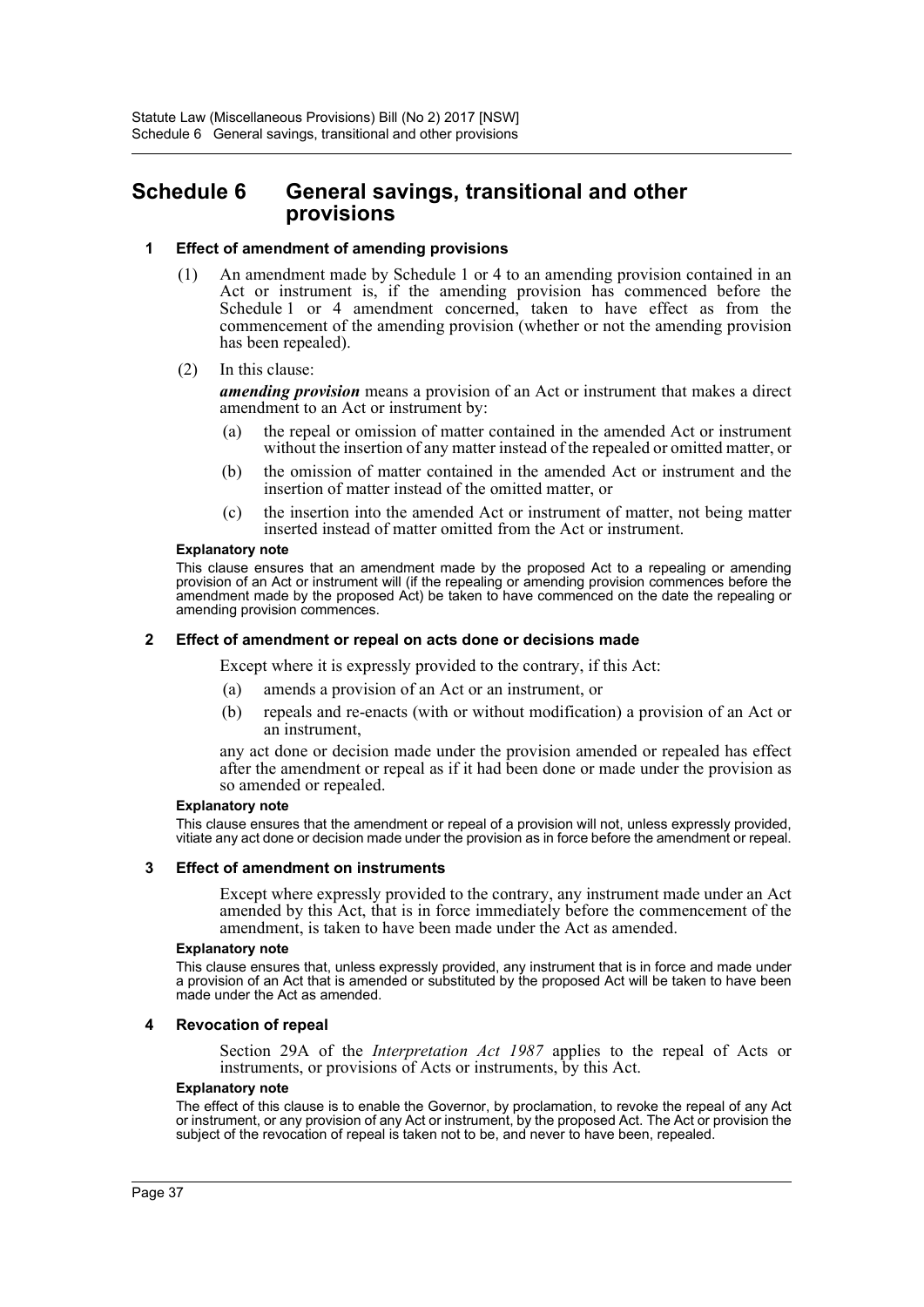# Schedule 6 General savings, transitional and other provisions

### 1 Effect of amendment of amending provisions

(1) An amendment made by Schedule 1 or 4 to an amending provision contained in an Act or instrument is, if the amending provision has commenced before the Schedule 1 or 4 amendment concerned, taken to have effect as from the commencement of the amending provision (whether or not the amending provision has been repealed).

(2) In this clause:

***amending provision*** means a provision of an Act or instrument that makes a direct amendment to an Act or instrument by:

- (a) the repeal or omission of matter contained in the amended Act or instrument without the insertion of any matter instead of the repealed or omitted matter, or
- (b) the omission of matter contained in the amended Act or instrument and the insertion of matter instead of the omitted matter, or
- (c) the insertion into the amended Act or instrument of matter, not being matter inserted instead of matter omitted from the Act or instrument.

**Explanatory note**

This clause ensures that an amendment made by the proposed Act to a repealing or amending provision of an Act or instrument will (if the repealing or amending provision commences before the amendment made by the proposed Act) be taken to have commenced on the date the repealing or amending provision commences.

### 2 Effect of amendment or repeal on acts done or decisions made

Except where it is expressly provided to the contrary, if this Act:

- (a) amends a provision of an Act or an instrument, or
- (b) repeals and re-enacts (with or without modification) a provision of an Act or an instrument,

any act done or decision made under the provision amended or repealed has effect after the amendment or repeal as if it had been done or made under the provision as so amended or repealed.

**Explanatory note**

This clause ensures that the amendment or repeal of a provision will not, unless expressly provided, vitiate any act done or decision made under the provision as in force before the amendment or repeal.

### 3 Effect of amendment on instruments

Except where expressly provided to the contrary, any instrument made under an Act amended by this Act, that is in force immediately before the commencement of the amendment, is taken to have been made under the Act as amended.

**Explanatory note**

This clause ensures that, unless expressly provided, any instrument that is in force and made under a provision of an Act that is amended or substituted by the proposed Act will be taken to have been made under the Act as amended.

### 4 Revocation of repeal

Section 29A of the *Interpretation Act 1987* applies to the repeal of Acts or instruments, or provisions of Acts or instruments, by this Act.

**Explanatory note**

The effect of this clause is to enable the Governor, by proclamation, to revoke the repeal of any Act or instrument, or any provision of any Act or instrument, by the proposed Act. The Act or provision the subject of the revocation of repeal is taken not to be, and never to have been, repealed.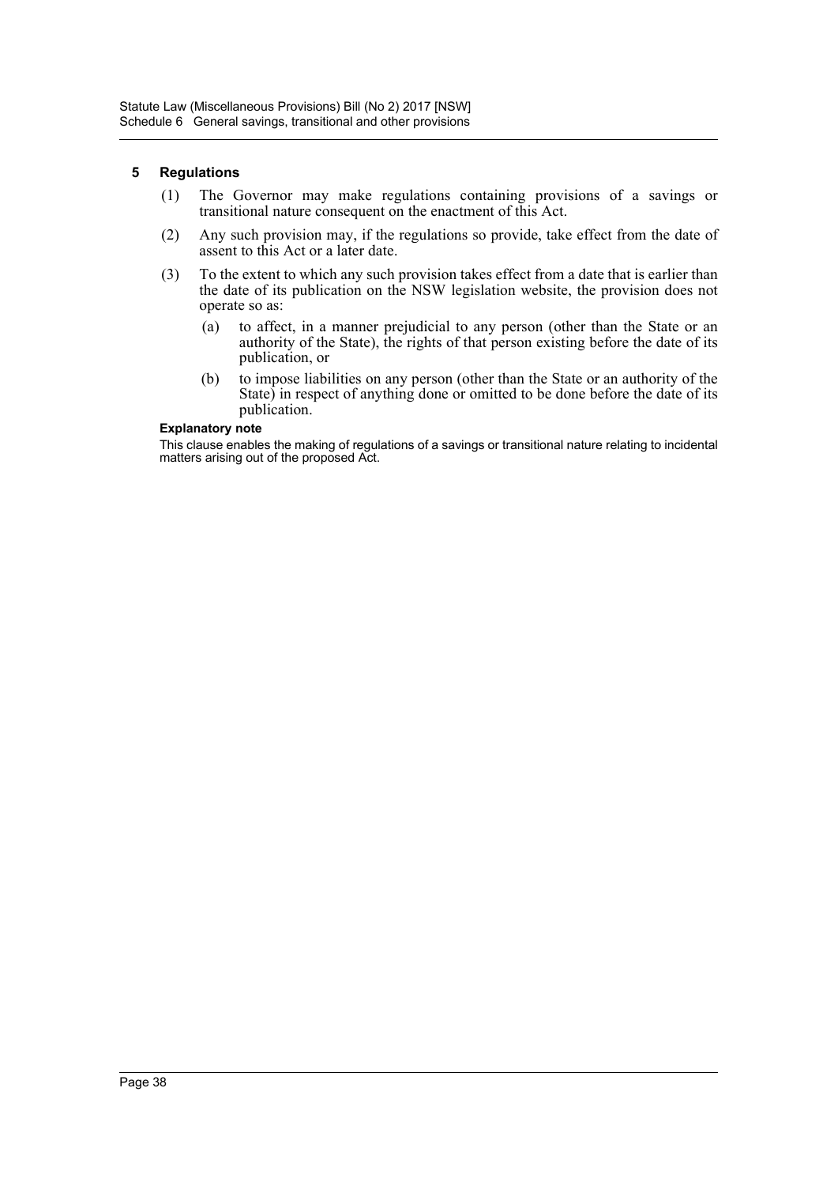### 5 Regulations

(1) The Governor may make regulations containing provisions of a savings or transitional nature consequent on the enactment of this Act.

(2) Any such provision may, if the regulations so provide, take effect from the date of assent to this Act or a later date.

(3) To the extent to which any such provision takes effect from a date that is earlier than the date of its publication on the NSW legislation website, the provision does not operate so as:

(a) to affect, in a manner prejudicial to any person (other than the State or an authority of the State), the rights of that person existing before the date of its publication, or

(b) to impose liabilities on any person (other than the State or an authority of the State) in respect of anything done or omitted to be done before the date of its publication.

**Explanatory note**

This clause enables the making of regulations of a savings or transitional nature relating to incidental matters arising out of the proposed Act.